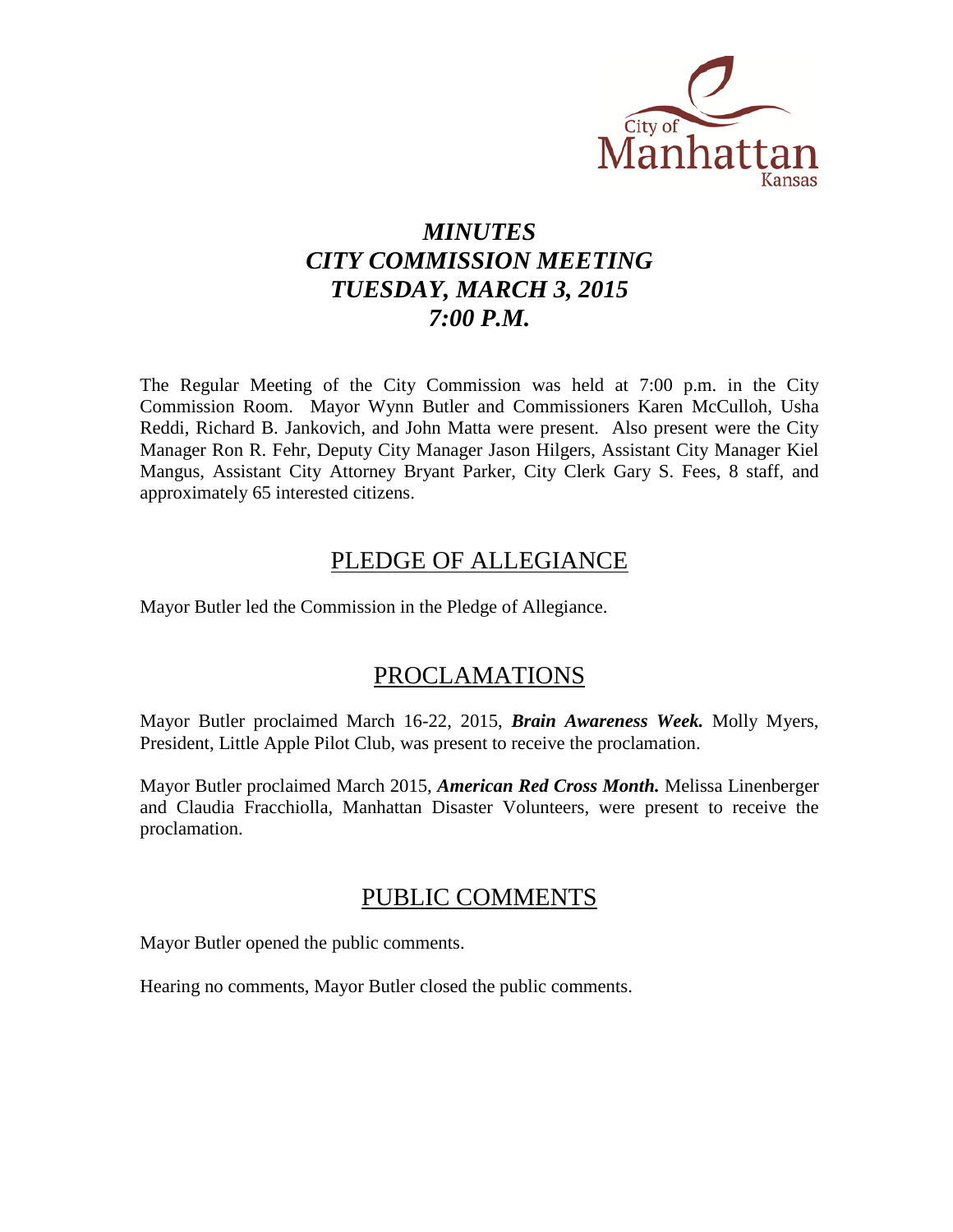# *MINUTES*
# *CITY COMMISSION MEETING*
# *TUESDAY, MARCH 3, 2015*
# *7:00 P.M.*

The Regular Meeting of the City Commission was held at 7:00 p.m. in the City Commission Room. Mayor Wynn Butler and Commissioners Karen McCulloh, Usha Reddi, Richard B. Jankovich, and John Matta were present. Also present were the City Manager Ron R. Fehr, Deputy City Manager Jason Hilgers, Assistant City Manager Kiel Mangus, Assistant City Attorney Bryant Parker, City Clerk Gary S. Fees, 8 staff, and approximately 65 interested citizens.

## PLEDGE OF ALLEGIANCE

Mayor Butler led the Commission in the Pledge of Allegiance.

## PROCLAMATIONS

Mayor Butler proclaimed March 16-22, 2015, ***Brain Awareness Week.*** Molly Myers, President, Little Apple Pilot Club, was present to receive the proclamation.

Mayor Butler proclaimed March 2015, ***American Red Cross Month.*** Melissa Linenberger and Claudia Fracchiolla, Manhattan Disaster Volunteers, were present to receive the proclamation.

## PUBLIC COMMENTS

Mayor Butler opened the public comments.

Hearing no comments, Mayor Butler closed the public comments.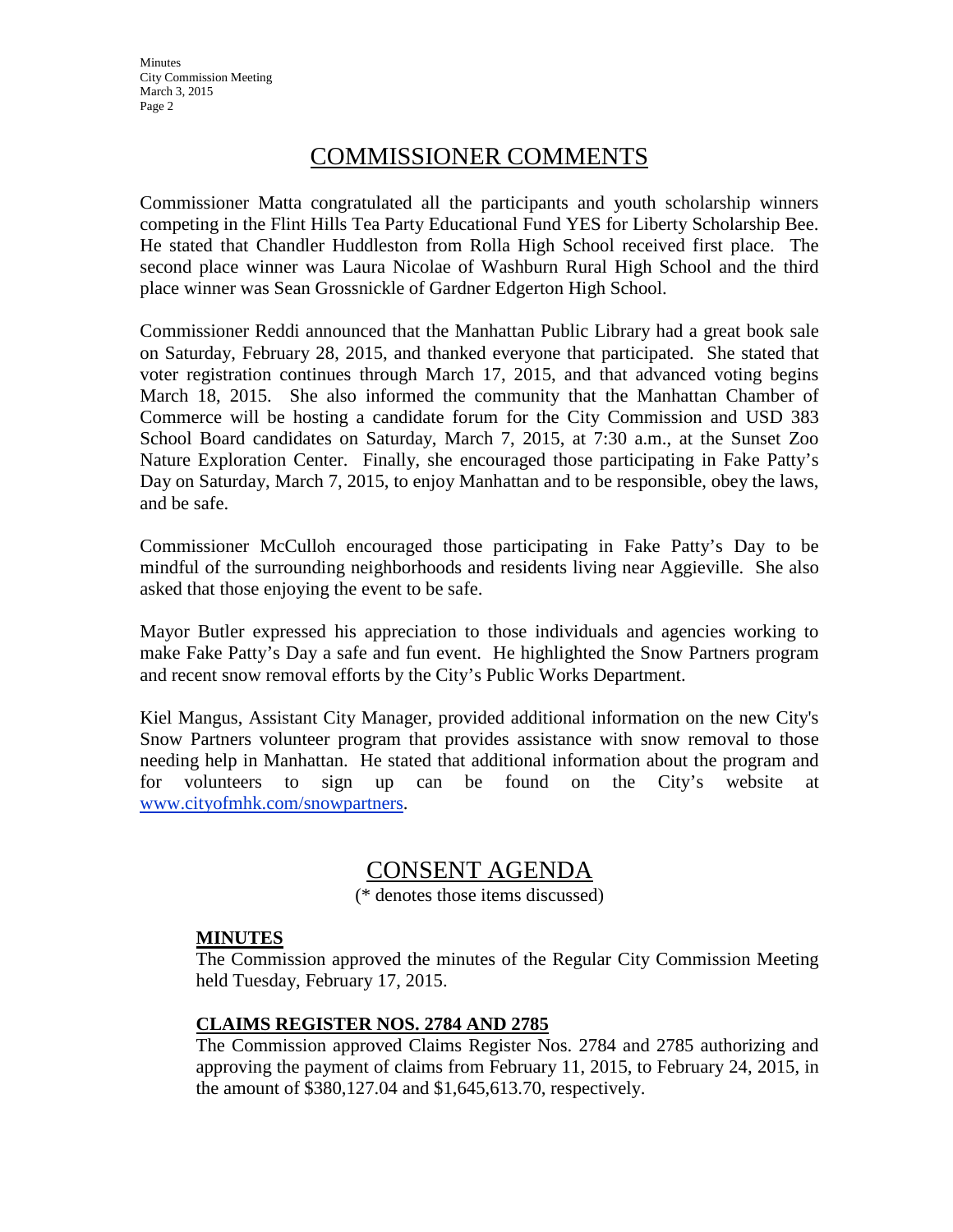## COMMISSIONER COMMENTS

Commissioner Matta congratulated all the participants and youth scholarship winners competing in the Flint Hills Tea Party Educational Fund YES for Liberty Scholarship Bee. He stated that Chandler Huddleston from Rolla High School received first place. The second place winner was Laura Nicolae of Washburn Rural High School and the third place winner was Sean Grossnickle of Gardner Edgerton High School.

Commissioner Reddi announced that the Manhattan Public Library had a great book sale on Saturday, February 28, 2015, and thanked everyone that participated. She stated that voter registration continues through March 17, 2015, and that advanced voting begins March 18, 2015. She also informed the community that the Manhattan Chamber of Commerce will be hosting a candidate forum for the City Commission and USD 383 School Board candidates on Saturday, March 7, 2015, at 7:30 a.m., at the Sunset Zoo Nature Exploration Center. Finally, she encouraged those participating in Fake Patty's Day on Saturday, March 7, 2015, to enjoy Manhattan and to be responsible, obey the laws, and be safe.

Commissioner McCulloh encouraged those participating in Fake Patty's Day to be mindful of the surrounding neighborhoods and residents living near Aggieville. She also asked that those enjoying the event to be safe.

Mayor Butler expressed his appreciation to those individuals and agencies working to make Fake Patty's Day a safe and fun event. He highlighted the Snow Partners program and recent snow removal efforts by the City's Public Works Department.

Kiel Mangus, Assistant City Manager, provided additional information on the new City's Snow Partners volunteer program that provides assistance with snow removal to those needing help in Manhattan. He stated that additional information about the program and for volunteers to sign up can be found on the City's website at www.cityofmhk.com/snowpartners.

## CONSENT AGENDA

(* denotes those items discussed)

**MINUTES**

The Commission approved the minutes of the Regular City Commission Meeting held Tuesday, February 17, 2015.

**CLAIMS REGISTER NOS. 2784 AND 2785**

The Commission approved Claims Register Nos. 2784 and 2785 authorizing and approving the payment of claims from February 11, 2015, to February 24, 2015, in the amount of $380,127.04 and $1,645,613.70, respectively.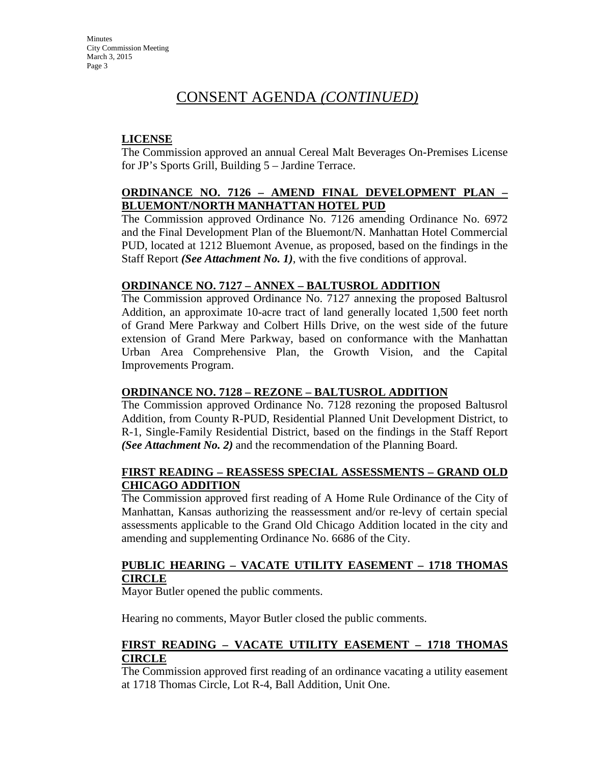# CONSENT AGENDA *(CONTINUED)*

**LICENSE**

The Commission approved an annual Cereal Malt Beverages On-Premises License for JP's Sports Grill, Building 5 – Jardine Terrace.

**ORDINANCE NO. 7126 – AMEND FINAL DEVELOPMENT PLAN – BLUEMONT/NORTH MANHATTAN HOTEL PUD**

The Commission approved Ordinance No. 7126 amending Ordinance No. 6972 and the Final Development Plan of the Bluemont/N. Manhattan Hotel Commercial PUD, located at 1212 Bluemont Avenue, as proposed, based on the findings in the Staff Report ***(See Attachment No. 1)***, with the five conditions of approval.

**ORDINANCE NO. 7127 – ANNEX – BALTUSROL ADDITION**

The Commission approved Ordinance No. 7127 annexing the proposed Baltusrol Addition, an approximate 10-acre tract of land generally located 1,500 feet north of Grand Mere Parkway and Colbert Hills Drive, on the west side of the future extension of Grand Mere Parkway, based on conformance with the Manhattan Urban Area Comprehensive Plan, the Growth Vision, and the Capital Improvements Program.

**ORDINANCE NO. 7128 – REZONE – BALTUSROL ADDITION**

The Commission approved Ordinance No. 7128 rezoning the proposed Baltusrol Addition, from County R-PUD, Residential Planned Unit Development District, to R-1, Single-Family Residential District, based on the findings in the Staff Report ***(See Attachment No. 2)*** and the recommendation of the Planning Board.

**FIRST READING – REASSESS SPECIAL ASSESSMENTS – GRAND OLD CHICAGO ADDITION**

The Commission approved first reading of A Home Rule Ordinance of the City of Manhattan, Kansas authorizing the reassessment and/or re-levy of certain special assessments applicable to the Grand Old Chicago Addition located in the city and amending and supplementing Ordinance No. 6686 of the City.

**PUBLIC HEARING – VACATE UTILITY EASEMENT – 1718 THOMAS CIRCLE**

Mayor Butler opened the public comments.

Hearing no comments, Mayor Butler closed the public comments.

**FIRST READING – VACATE UTILITY EASEMENT – 1718 THOMAS CIRCLE**

The Commission approved first reading of an ordinance vacating a utility easement at 1718 Thomas Circle, Lot R-4, Ball Addition, Unit One.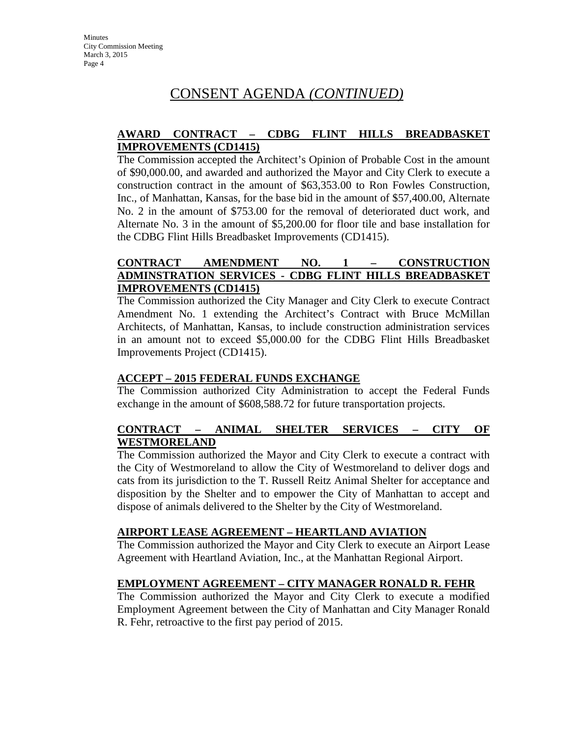# CONSENT AGENDA *(CONTINUED)*

**AWARD CONTRACT – CDBG FLINT HILLS BREADBASKET IMPROVEMENTS (CD1415)**

The Commission accepted the Architect's Opinion of Probable Cost in the amount of $90,000.00, and awarded and authorized the Mayor and City Clerk to execute a construction contract in the amount of $63,353.00 to Ron Fowles Construction, Inc., of Manhattan, Kansas, for the base bid in the amount of $57,400.00, Alternate No. 2 in the amount of $753.00 for the removal of deteriorated duct work, and Alternate No. 3 in the amount of $5,200.00 for floor tile and base installation for the CDBG Flint Hills Breadbasket Improvements (CD1415).

**CONTRACT AMENDMENT NO. 1 – CONSTRUCTION ADMINSTRATION SERVICES - CDBG FLINT HILLS BREADBASKET IMPROVEMENTS (CD1415)**

The Commission authorized the City Manager and City Clerk to execute Contract Amendment No. 1 extending the Architect's Contract with Bruce McMillan Architects, of Manhattan, Kansas, to include construction administration services in an amount not to exceed $5,000.00 for the CDBG Flint Hills Breadbasket Improvements Project (CD1415).

**ACCEPT – 2015 FEDERAL FUNDS EXCHANGE**

The Commission authorized City Administration to accept the Federal Funds exchange in the amount of $608,588.72 for future transportation projects.

**CONTRACT – ANIMAL SHELTER SERVICES – CITY OF WESTMORELAND**

The Commission authorized the Mayor and City Clerk to execute a contract with the City of Westmoreland to allow the City of Westmoreland to deliver dogs and cats from its jurisdiction to the T. Russell Reitz Animal Shelter for acceptance and disposition by the Shelter and to empower the City of Manhattan to accept and dispose of animals delivered to the Shelter by the City of Westmoreland.

**AIRPORT LEASE AGREEMENT – HEARTLAND AVIATION**

The Commission authorized the Mayor and City Clerk to execute an Airport Lease Agreement with Heartland Aviation, Inc., at the Manhattan Regional Airport.

**EMPLOYMENT AGREEMENT – CITY MANAGER RONALD R. FEHR**

The Commission authorized the Mayor and City Clerk to execute a modified Employment Agreement between the City of Manhattan and City Manager Ronald R. Fehr, retroactive to the first pay period of 2015.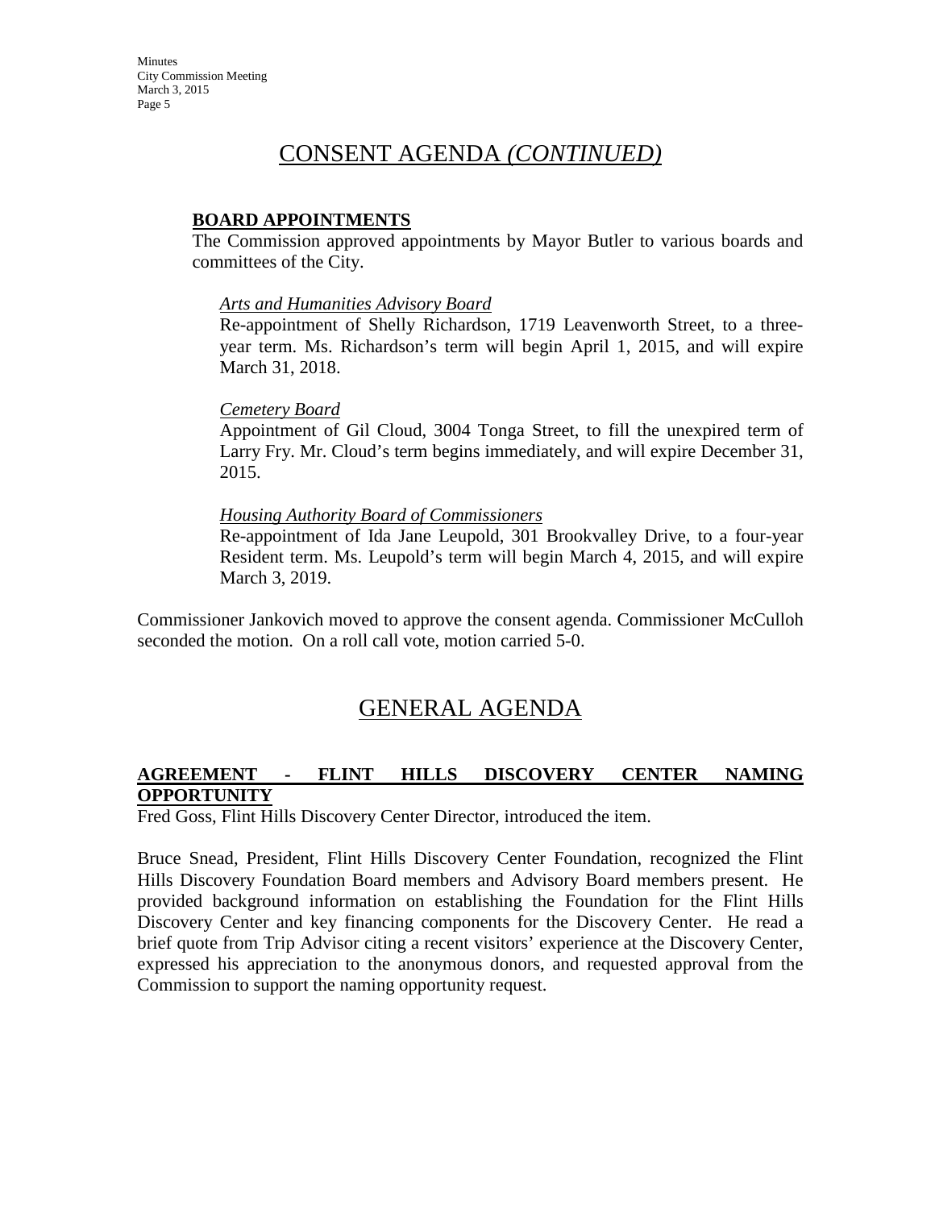# CONSENT AGENDA *(CONTINUED)*

**BOARD APPOINTMENTS**

The Commission approved appointments by Mayor Butler to various boards and committees of the City.

*Arts and Humanities Advisory Board*

Re-appointment of Shelly Richardson, 1719 Leavenworth Street, to a three-year term. Ms. Richardson's term will begin April 1, 2015, and will expire March 31, 2018.

*Cemetery Board*

Appointment of Gil Cloud, 3004 Tonga Street, to fill the unexpired term of Larry Fry. Mr. Cloud's term begins immediately, and will expire December 31, 2015.

*Housing Authority Board of Commissioners*

Re-appointment of Ida Jane Leupold, 301 Brookvalley Drive, to a four-year Resident term. Ms. Leupold's term will begin March 4, 2015, and will expire March 3, 2019.

Commissioner Jankovich moved to approve the consent agenda. Commissioner McCulloh seconded the motion. On a roll call vote, motion carried 5-0.

# GENERAL AGENDA

**AGREEMENT - FLINT HILLS DISCOVERY CENTER NAMING OPPORTUNITY**

Fred Goss, Flint Hills Discovery Center Director, introduced the item.

Bruce Snead, President, Flint Hills Discovery Center Foundation, recognized the Flint Hills Discovery Foundation Board members and Advisory Board members present. He provided background information on establishing the Foundation for the Flint Hills Discovery Center and key financing components for the Discovery Center. He read a brief quote from Trip Advisor citing a recent visitors' experience at the Discovery Center, expressed his appreciation to the anonymous donors, and requested approval from the Commission to support the naming opportunity request.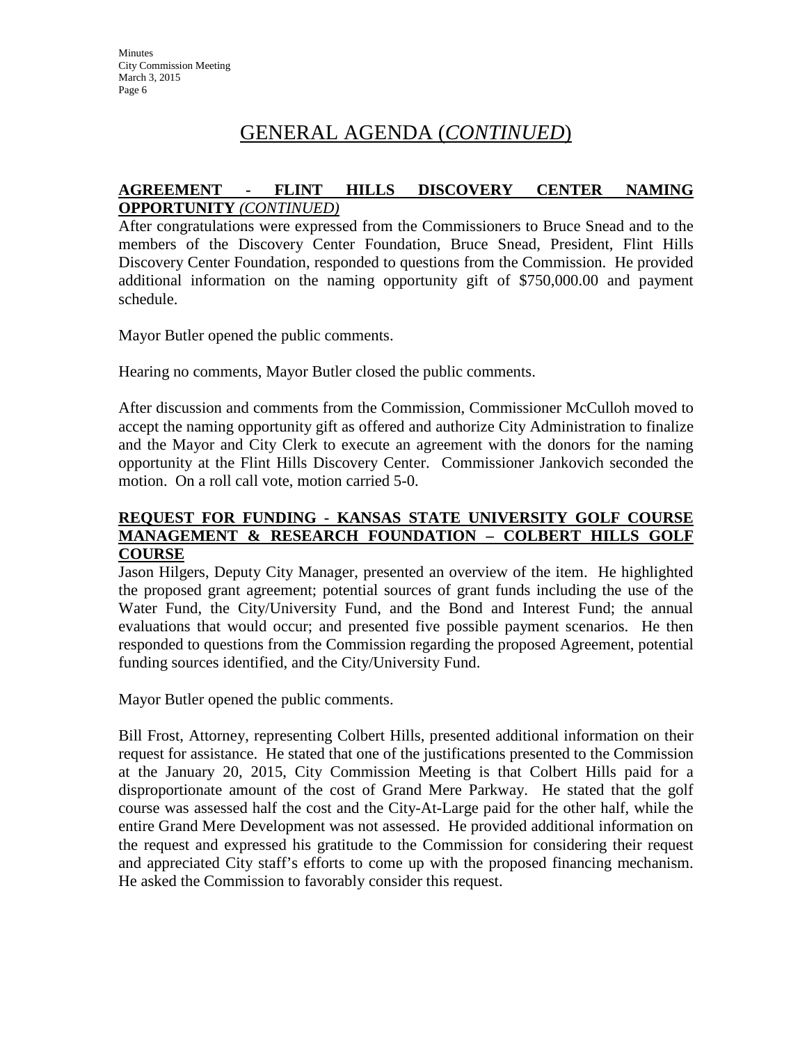# GENERAL AGENDA (*CONTINUED*)

**AGREEMENT - FLINT HILLS DISCOVERY CENTER NAMING OPPORTUNITY *(CONTINUED)***

After congratulations were expressed from the Commissioners to Bruce Snead and to the members of the Discovery Center Foundation, Bruce Snead, President, Flint Hills Discovery Center Foundation, responded to questions from the Commission. He provided additional information on the naming opportunity gift of $750,000.00 and payment schedule.

Mayor Butler opened the public comments.

Hearing no comments, Mayor Butler closed the public comments.

After discussion and comments from the Commission, Commissioner McCulloh moved to accept the naming opportunity gift as offered and authorize City Administration to finalize and the Mayor and City Clerk to execute an agreement with the donors for the naming opportunity at the Flint Hills Discovery Center. Commissioner Jankovich seconded the motion. On a roll call vote, motion carried 5-0.

**REQUEST FOR FUNDING - KANSAS STATE UNIVERSITY GOLF COURSE MANAGEMENT & RESEARCH FOUNDATION – COLBERT HILLS GOLF COURSE**

Jason Hilgers, Deputy City Manager, presented an overview of the item. He highlighted the proposed grant agreement; potential sources of grant funds including the use of the Water Fund, the City/University Fund, and the Bond and Interest Fund; the annual evaluations that would occur; and presented five possible payment scenarios. He then responded to questions from the Commission regarding the proposed Agreement, potential funding sources identified, and the City/University Fund.

Mayor Butler opened the public comments.

Bill Frost, Attorney, representing Colbert Hills, presented additional information on their request for assistance. He stated that one of the justifications presented to the Commission at the January 20, 2015, City Commission Meeting is that Colbert Hills paid for a disproportionate amount of the cost of Grand Mere Parkway. He stated that the golf course was assessed half the cost and the City-At-Large paid for the other half, while the entire Grand Mere Development was not assessed. He provided additional information on the request and expressed his gratitude to the Commission for considering their request and appreciated City staff's efforts to come up with the proposed financing mechanism. He asked the Commission to favorably consider this request.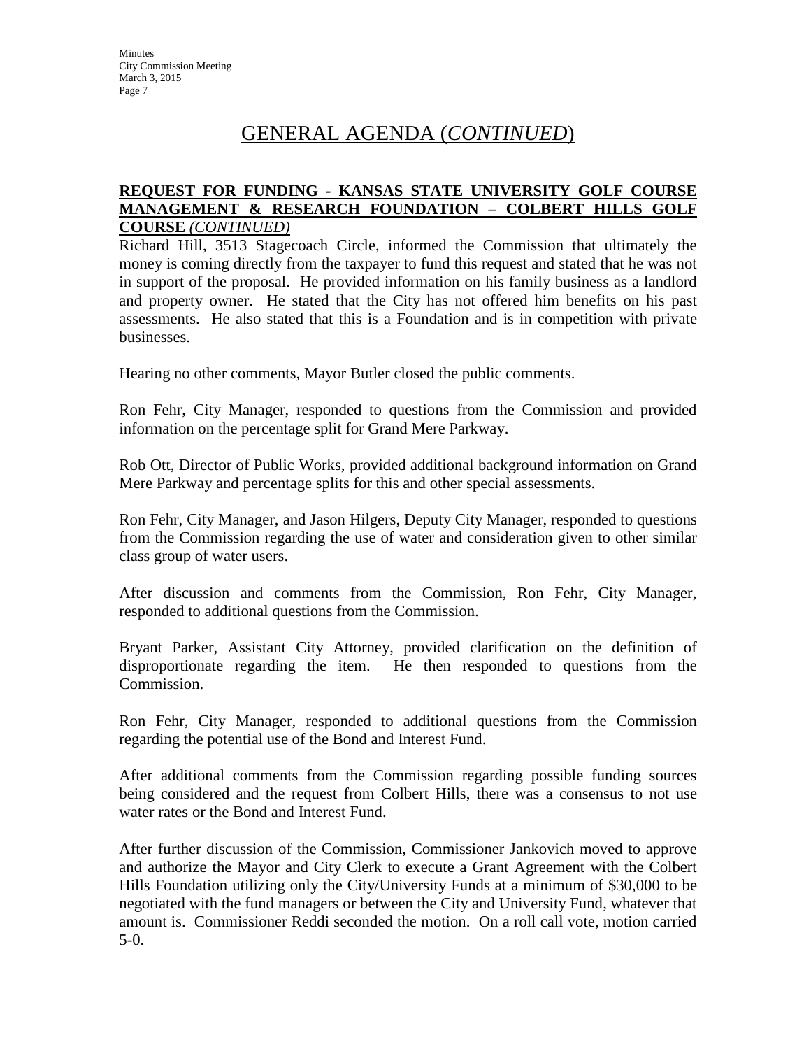# GENERAL AGENDA (*CONTINUED*)

**REQUEST FOR FUNDING - KANSAS STATE UNIVERSITY GOLF COURSE MANAGEMENT & RESEARCH FOUNDATION – COLBERT HILLS GOLF COURSE** *(CONTINUED)*

Richard Hill, 3513 Stagecoach Circle, informed the Commission that ultimately the money is coming directly from the taxpayer to fund this request and stated that he was not in support of the proposal. He provided information on his family business as a landlord and property owner. He stated that the City has not offered him benefits on his past assessments. He also stated that this is a Foundation and is in competition with private businesses.

Hearing no other comments, Mayor Butler closed the public comments.

Ron Fehr, City Manager, responded to questions from the Commission and provided information on the percentage split for Grand Mere Parkway.

Rob Ott, Director of Public Works, provided additional background information on Grand Mere Parkway and percentage splits for this and other special assessments.

Ron Fehr, City Manager, and Jason Hilgers, Deputy City Manager, responded to questions from the Commission regarding the use of water and consideration given to other similar class group of water users.

After discussion and comments from the Commission, Ron Fehr, City Manager, responded to additional questions from the Commission.

Bryant Parker, Assistant City Attorney, provided clarification on the definition of disproportionate regarding the item. He then responded to questions from the Commission.

Ron Fehr, City Manager, responded to additional questions from the Commission regarding the potential use of the Bond and Interest Fund.

After additional comments from the Commission regarding possible funding sources being considered and the request from Colbert Hills, there was a consensus to not use water rates or the Bond and Interest Fund.

After further discussion of the Commission, Commissioner Jankovich moved to approve and authorize the Mayor and City Clerk to execute a Grant Agreement with the Colbert Hills Foundation utilizing only the City/University Funds at a minimum of $30,000 to be negotiated with the fund managers or between the City and University Fund, whatever that amount is. Commissioner Reddi seconded the motion. On a roll call vote, motion carried 5-0.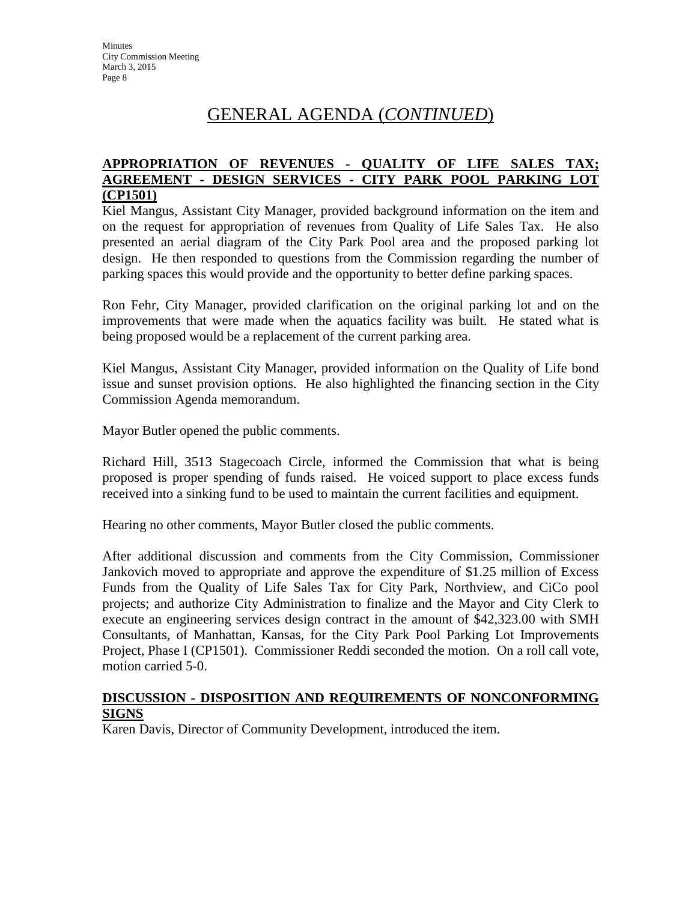## GENERAL AGENDA (*CONTINUED*)

**APPROPRIATION OF REVENUES - QUALITY OF LIFE SALES TAX; AGREEMENT - DESIGN SERVICES - CITY PARK POOL PARKING LOT (CP1501)**

Kiel Mangus, Assistant City Manager, provided background information on the item and on the request for appropriation of revenues from Quality of Life Sales Tax. He also presented an aerial diagram of the City Park Pool area and the proposed parking lot design. He then responded to questions from the Commission regarding the number of parking spaces this would provide and the opportunity to better define parking spaces.

Ron Fehr, City Manager, provided clarification on the original parking lot and on the improvements that were made when the aquatics facility was built. He stated what is being proposed would be a replacement of the current parking area.

Kiel Mangus, Assistant City Manager, provided information on the Quality of Life bond issue and sunset provision options. He also highlighted the financing section in the City Commission Agenda memorandum.

Mayor Butler opened the public comments.

Richard Hill, 3513 Stagecoach Circle, informed the Commission that what is being proposed is proper spending of funds raised. He voiced support to place excess funds received into a sinking fund to be used to maintain the current facilities and equipment.

Hearing no other comments, Mayor Butler closed the public comments.

After additional discussion and comments from the City Commission, Commissioner Jankovich moved to appropriate and approve the expenditure of $1.25 million of Excess Funds from the Quality of Life Sales Tax for City Park, Northview, and CiCo pool projects; and authorize City Administration to finalize and the Mayor and City Clerk to execute an engineering services design contract in the amount of $42,323.00 with SMH Consultants, of Manhattan, Kansas, for the City Park Pool Parking Lot Improvements Project, Phase I (CP1501). Commissioner Reddi seconded the motion. On a roll call vote, motion carried 5-0.

**DISCUSSION - DISPOSITION AND REQUIREMENTS OF NONCONFORMING SIGNS**

Karen Davis, Director of Community Development, introduced the item.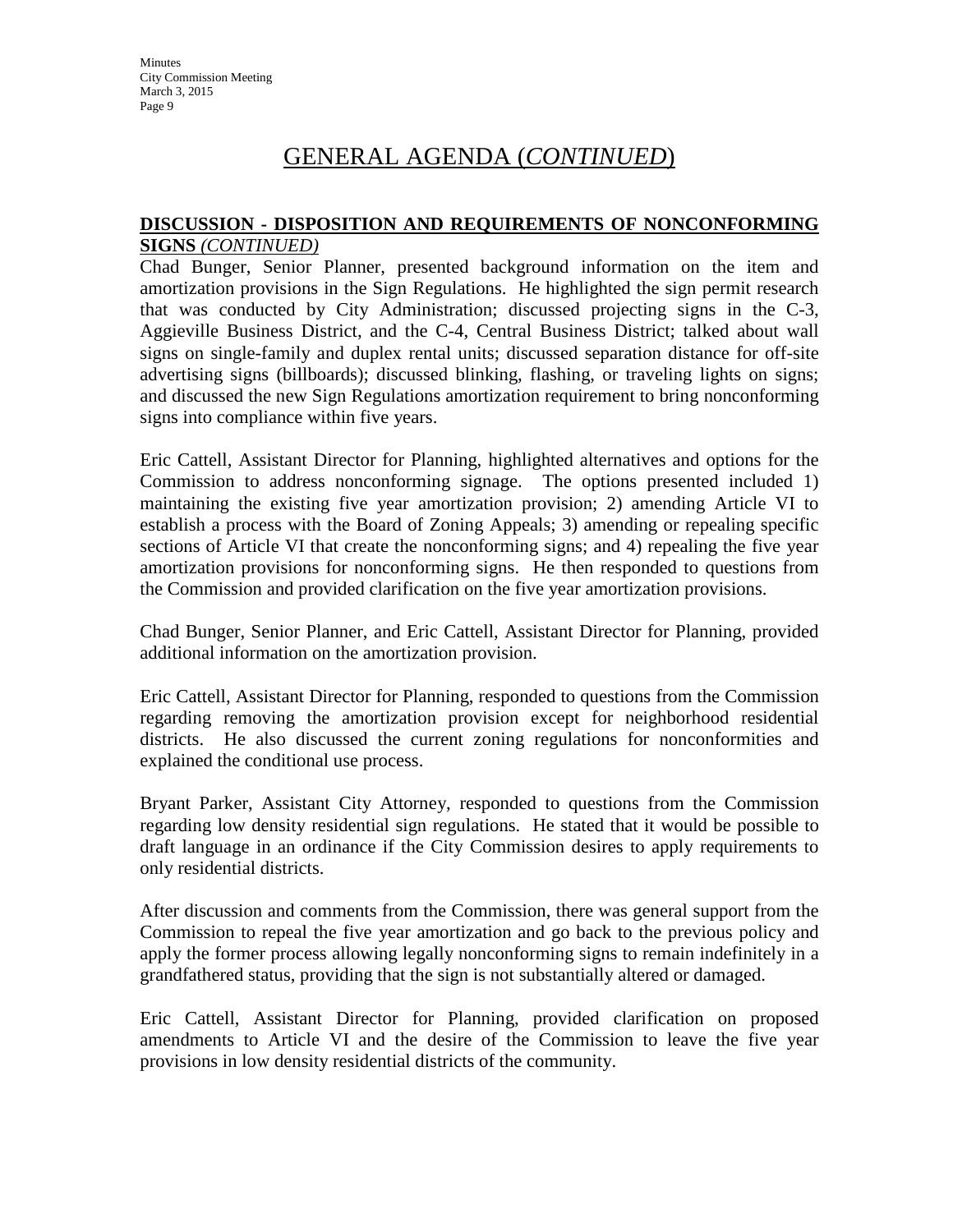# GENERAL AGENDA (*CONTINUED*)

**DISCUSSION - DISPOSITION AND REQUIREMENTS OF NONCONFORMING SIGNS** *(CONTINUED)*

Chad Bunger, Senior Planner, presented background information on the item and amortization provisions in the Sign Regulations. He highlighted the sign permit research that was conducted by City Administration; discussed projecting signs in the C-3, Aggieville Business District, and the C-4, Central Business District; talked about wall signs on single-family and duplex rental units; discussed separation distance for off-site advertising signs (billboards); discussed blinking, flashing, or traveling lights on signs; and discussed the new Sign Regulations amortization requirement to bring nonconforming signs into compliance within five years.

Eric Cattell, Assistant Director for Planning, highlighted alternatives and options for the Commission to address nonconforming signage. The options presented included 1) maintaining the existing five year amortization provision; 2) amending Article VI to establish a process with the Board of Zoning Appeals; 3) amending or repealing specific sections of Article VI that create the nonconforming signs; and 4) repealing the five year amortization provisions for nonconforming signs. He then responded to questions from the Commission and provided clarification on the five year amortization provisions.

Chad Bunger, Senior Planner, and Eric Cattell, Assistant Director for Planning, provided additional information on the amortization provision.

Eric Cattell, Assistant Director for Planning, responded to questions from the Commission regarding removing the amortization provision except for neighborhood residential districts. He also discussed the current zoning regulations for nonconformities and explained the conditional use process.

Bryant Parker, Assistant City Attorney, responded to questions from the Commission regarding low density residential sign regulations. He stated that it would be possible to draft language in an ordinance if the City Commission desires to apply requirements to only residential districts.

After discussion and comments from the Commission, there was general support from the Commission to repeal the five year amortization and go back to the previous policy and apply the former process allowing legally nonconforming signs to remain indefinitely in a grandfathered status, providing that the sign is not substantially altered or damaged.

Eric Cattell, Assistant Director for Planning, provided clarification on proposed amendments to Article VI and the desire of the Commission to leave the five year provisions in low density residential districts of the community.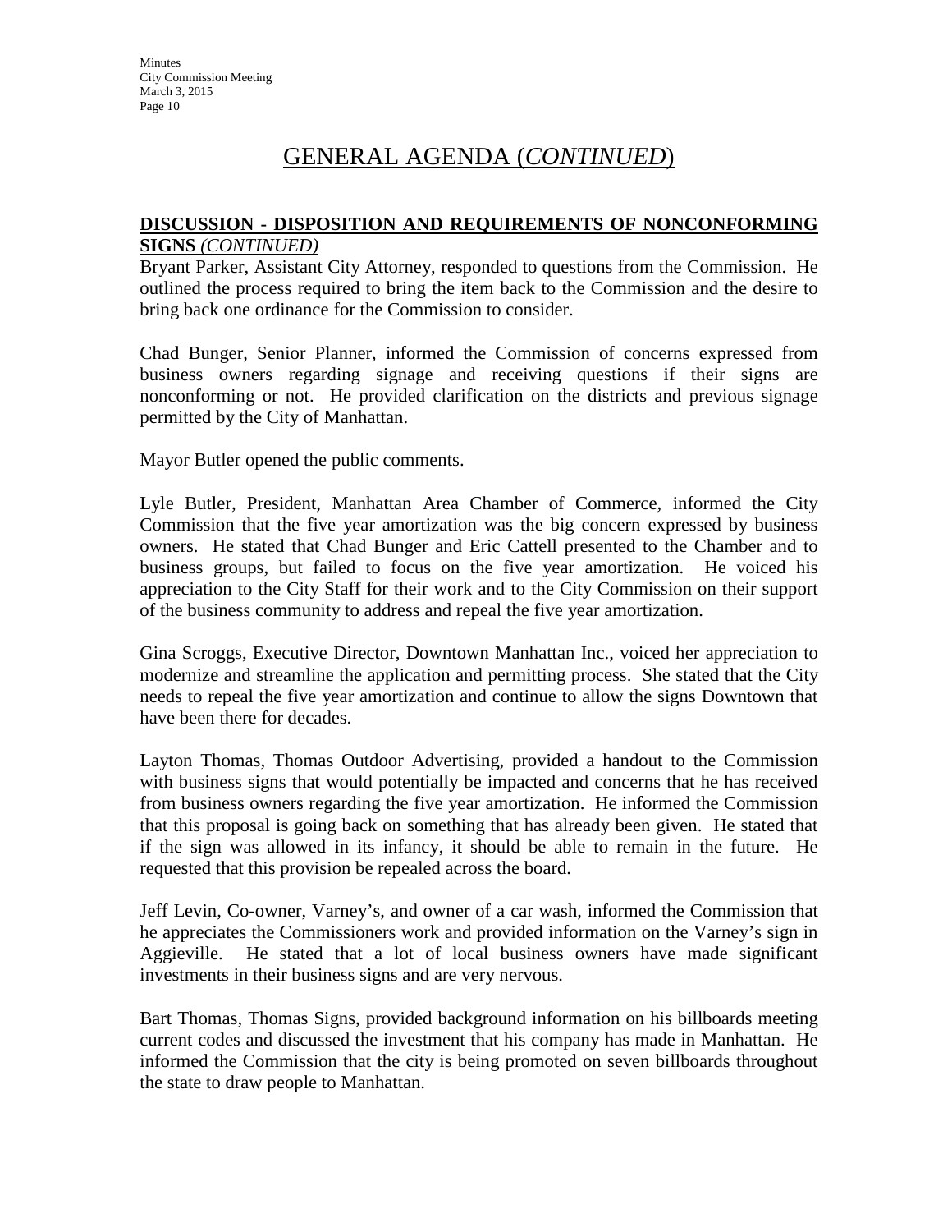# GENERAL AGENDA (*CONTINUED*)

**DISCUSSION - DISPOSITION AND REQUIREMENTS OF NONCONFORMING SIGNS** *(CONTINUED)*

Bryant Parker, Assistant City Attorney, responded to questions from the Commission. He outlined the process required to bring the item back to the Commission and the desire to bring back one ordinance for the Commission to consider.

Chad Bunger, Senior Planner, informed the Commission of concerns expressed from business owners regarding signage and receiving questions if their signs are nonconforming or not. He provided clarification on the districts and previous signage permitted by the City of Manhattan.

Mayor Butler opened the public comments.

Lyle Butler, President, Manhattan Area Chamber of Commerce, informed the City Commission that the five year amortization was the big concern expressed by business owners. He stated that Chad Bunger and Eric Cattell presented to the Chamber and to business groups, but failed to focus on the five year amortization. He voiced his appreciation to the City Staff for their work and to the City Commission on their support of the business community to address and repeal the five year amortization.

Gina Scroggs, Executive Director, Downtown Manhattan Inc., voiced her appreciation to modernize and streamline the application and permitting process. She stated that the City needs to repeal the five year amortization and continue to allow the signs Downtown that have been there for decades.

Layton Thomas, Thomas Outdoor Advertising, provided a handout to the Commission with business signs that would potentially be impacted and concerns that he has received from business owners regarding the five year amortization. He informed the Commission that this proposal is going back on something that has already been given. He stated that if the sign was allowed in its infancy, it should be able to remain in the future. He requested that this provision be repealed across the board.

Jeff Levin, Co-owner, Varney's, and owner of a car wash, informed the Commission that he appreciates the Commissioners work and provided information on the Varney's sign in Aggieville. He stated that a lot of local business owners have made significant investments in their business signs and are very nervous.

Bart Thomas, Thomas Signs, provided background information on his billboards meeting current codes and discussed the investment that his company has made in Manhattan. He informed the Commission that the city is being promoted on seven billboards throughout the state to draw people to Manhattan.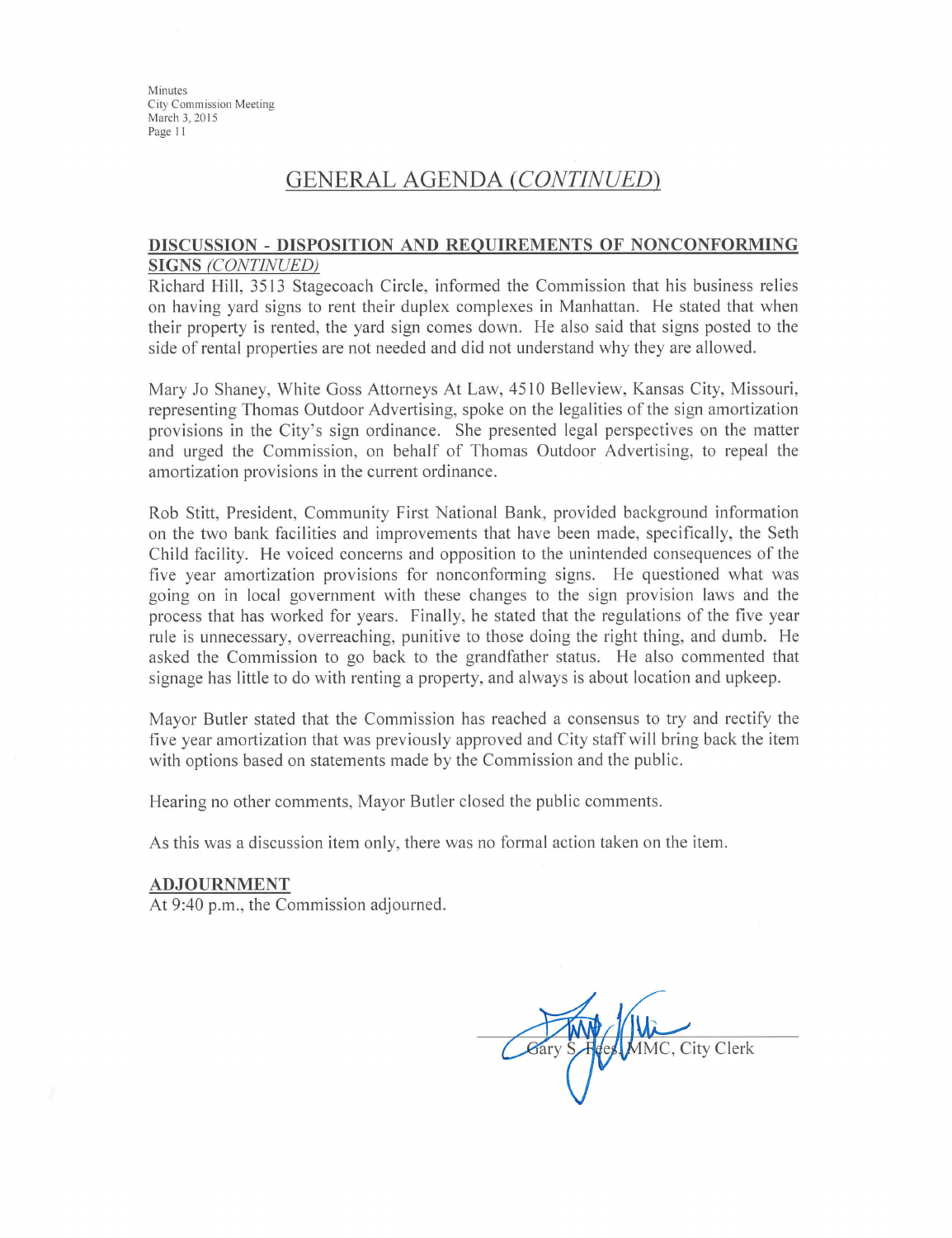## GENERAL AGENDA *(CONTINUED)*

**DISCUSSION - DISPOSITION AND REQUIREMENTS OF NONCONFORMING SIGNS** ***(CONTINUED)***

Richard Hill, 3513 Stagecoach Circle, informed the Commission that his business relies on having yard signs to rent their duplex complexes in Manhattan. He stated that when their property is rented, the yard sign comes down. He also said that signs posted to the side of rental properties are not needed and did not understand why they are allowed.

Mary Jo Shaney, White Goss Attorneys At Law, 4510 Belleview, Kansas City, Missouri, representing Thomas Outdoor Advertising, spoke on the legalities of the sign amortization provisions in the City's sign ordinance. She presented legal perspectives on the matter and urged the Commission, on behalf of Thomas Outdoor Advertising, to repeal the amortization provisions in the current ordinance.

Rob Stitt, President, Community First National Bank, provided background information on the two bank facilities and improvements that have been made, specifically, the Seth Child facility. He voiced concerns and opposition to the unintended consequences of the five year amortization provisions for nonconforming signs. He questioned what was going on in local government with these changes to the sign provision laws and the process that has worked for years. Finally, he stated that the regulations of the five year rule is unnecessary, overreaching, punitive to those doing the right thing, and dumb. He asked the Commission to go back to the grandfather status. He also commented that signage has little to do with renting a property, and always is about location and upkeep.

Mayor Butler stated that the Commission has reached a consensus to try and rectify the five year amortization that was previously approved and City staff will bring back the item with options based on statements made by the Commission and the public.

Hearing no other comments, Mayor Butler closed the public comments.

As this was a discussion item only, there was no formal action taken on the item.

**ADJOURNMENT**

At 9:40 p.m., the Commission adjourned.

Gary S. Fees, MMC, City Clerk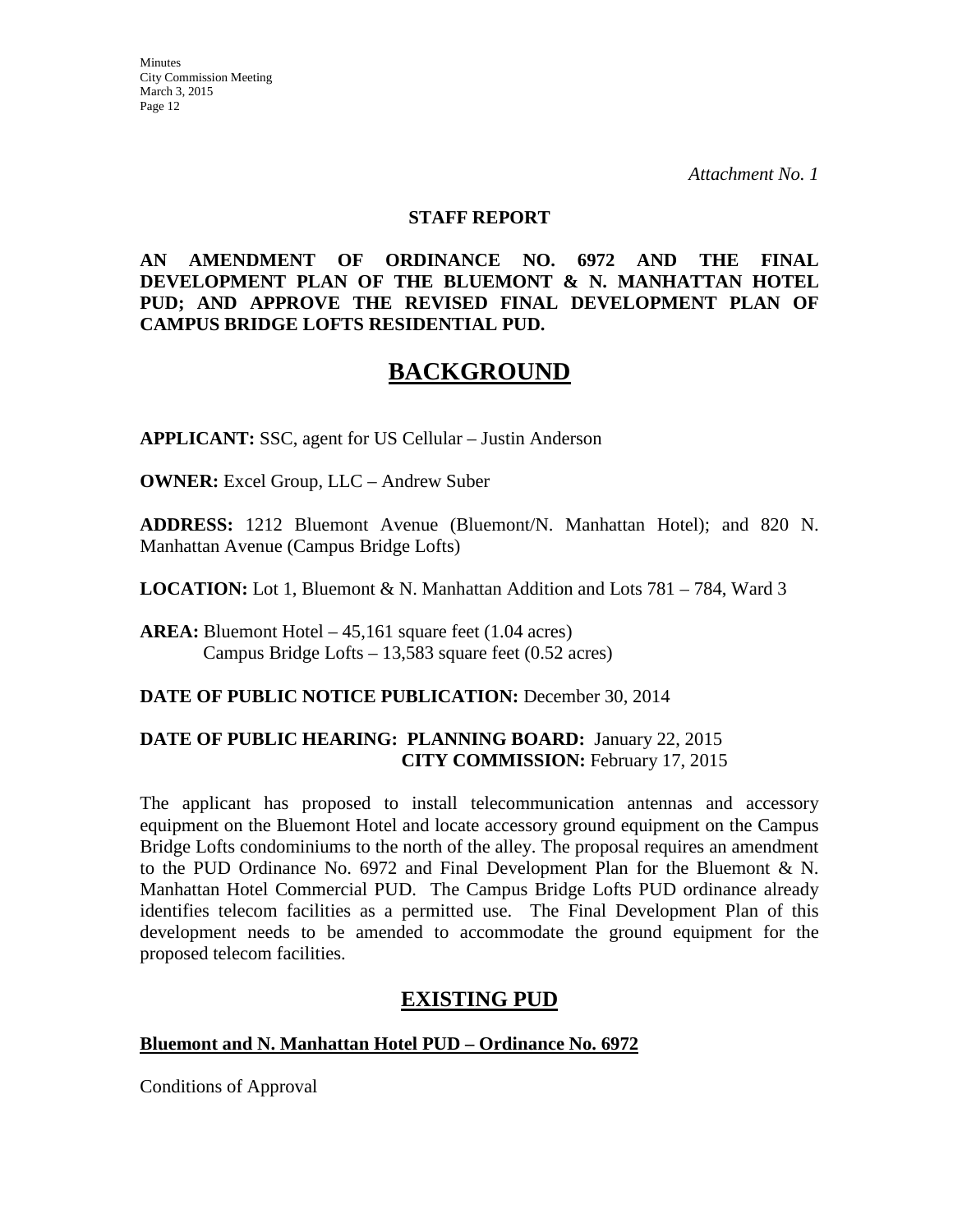*Attachment No. 1*

**STAFF REPORT**

**AN AMENDMENT OF ORDINANCE NO. 6972 AND THE FINAL DEVELOPMENT PLAN OF THE BLUEMONT & N. MANHATTAN HOTEL PUD; AND APPROVE THE REVISED FINAL DEVELOPMENT PLAN OF CAMPUS BRIDGE LOFTS RESIDENTIAL PUD.**

# BACKGROUND

**APPLICANT:** SSC, agent for US Cellular – Justin Anderson

**OWNER:** Excel Group, LLC – Andrew Suber

**ADDRESS:** 1212 Bluemont Avenue (Bluemont/N. Manhattan Hotel); and 820 N. Manhattan Avenue (Campus Bridge Lofts)

**LOCATION:** Lot 1, Bluemont & N. Manhattan Addition and Lots 781 – 784, Ward 3

**AREA:** Bluemont Hotel – 45,161 square feet (1.04 acres)
Campus Bridge Lofts – 13,583 square feet (0.52 acres)

**DATE OF PUBLIC NOTICE PUBLICATION:** December 30, 2014

**DATE OF PUBLIC HEARING: PLANNING BOARD:** January 22, 2015
**CITY COMMISSION:** February 17, 2015

The applicant has proposed to install telecommunication antennas and accessory equipment on the Bluemont Hotel and locate accessory ground equipment on the Campus Bridge Lofts condominiums to the north of the alley. The proposal requires an amendment to the PUD Ordinance No. 6972 and Final Development Plan for the Bluemont & N. Manhattan Hotel Commercial PUD. The Campus Bridge Lofts PUD ordinance already identifies telecom facilities as a permitted use. The Final Development Plan of this development needs to be amended to accommodate the ground equipment for the proposed telecom facilities.

# EXISTING PUD

**Bluemont and N. Manhattan Hotel PUD – Ordinance No. 6972**

Conditions of Approval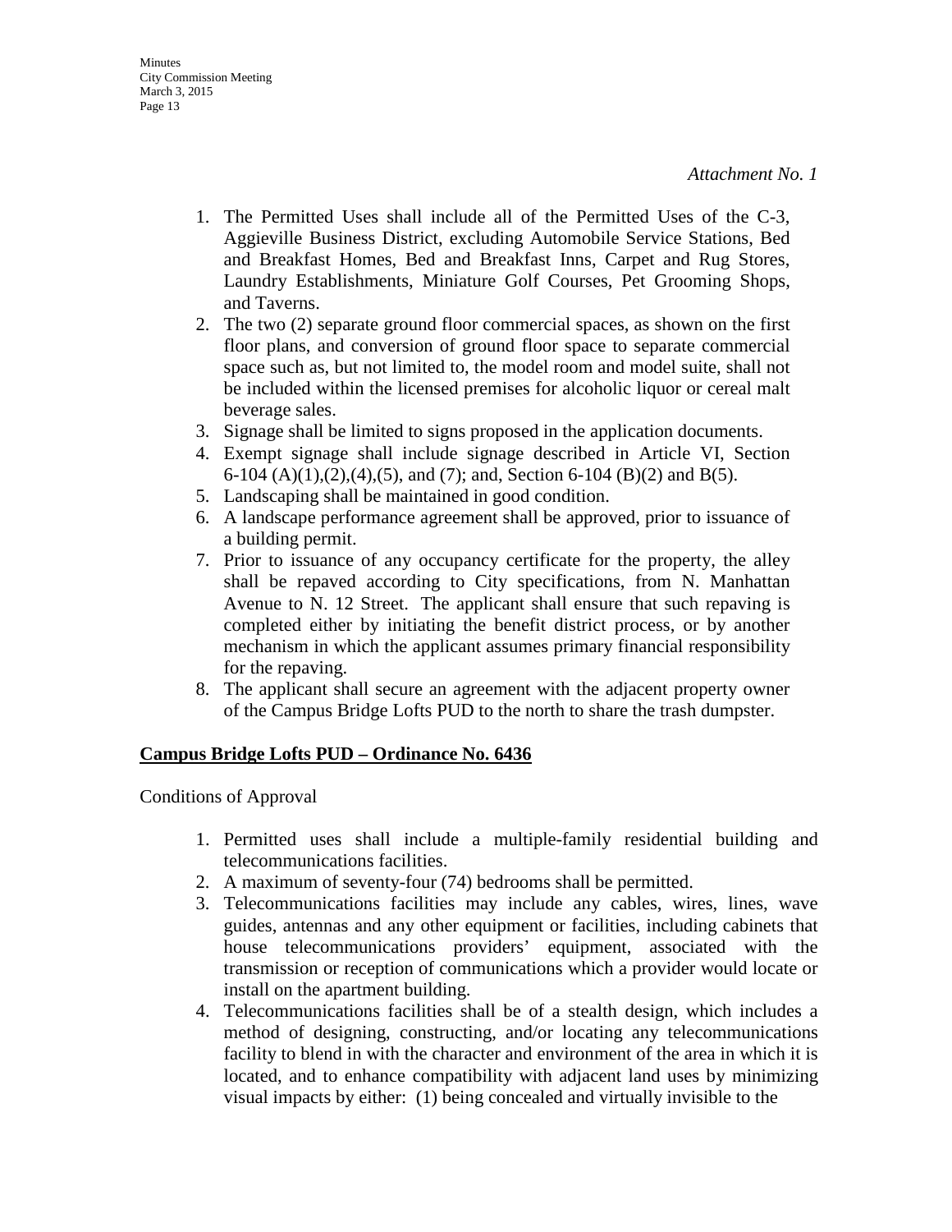*Attachment No. 1*

1. The Permitted Uses shall include all of the Permitted Uses of the C-3, Aggieville Business District, excluding Automobile Service Stations, Bed and Breakfast Homes, Bed and Breakfast Inns, Carpet and Rug Stores, Laundry Establishments, Miniature Golf Courses, Pet Grooming Shops, and Taverns.
2. The two (2) separate ground floor commercial spaces, as shown on the first floor plans, and conversion of ground floor space to separate commercial space such as, but not limited to, the model room and model suite, shall not be included within the licensed premises for alcoholic liquor or cereal malt beverage sales.
3. Signage shall be limited to signs proposed in the application documents.
4. Exempt signage shall include signage described in Article VI, Section 6-104 (A)(1),(2),(4),(5), and (7); and, Section 6-104 (B)(2) and B(5).
5. Landscaping shall be maintained in good condition.
6. A landscape performance agreement shall be approved, prior to issuance of a building permit.
7. Prior to issuance of any occupancy certificate for the property, the alley shall be repaved according to City specifications, from N. Manhattan Avenue to N. 12 Street. The applicant shall ensure that such repaving is completed either by initiating the benefit district process, or by another mechanism in which the applicant assumes primary financial responsibility for the repaving.
8. The applicant shall secure an agreement with the adjacent property owner of the Campus Bridge Lofts PUD to the north to share the trash dumpster.

**Campus Bridge Lofts PUD – Ordinance No. 6436**

Conditions of Approval

1. Permitted uses shall include a multiple-family residential building and telecommunications facilities.
2. A maximum of seventy-four (74) bedrooms shall be permitted.
3. Telecommunications facilities may include any cables, wires, lines, wave guides, antennas and any other equipment or facilities, including cabinets that house telecommunications providers' equipment, associated with the transmission or reception of communications which a provider would locate or install on the apartment building.
4. Telecommunications facilities shall be of a stealth design, which includes a method of designing, constructing, and/or locating any telecommunications facility to blend in with the character and environment of the area in which it is located, and to enhance compatibility with adjacent land uses by minimizing visual impacts by either: (1) being concealed and virtually invisible to the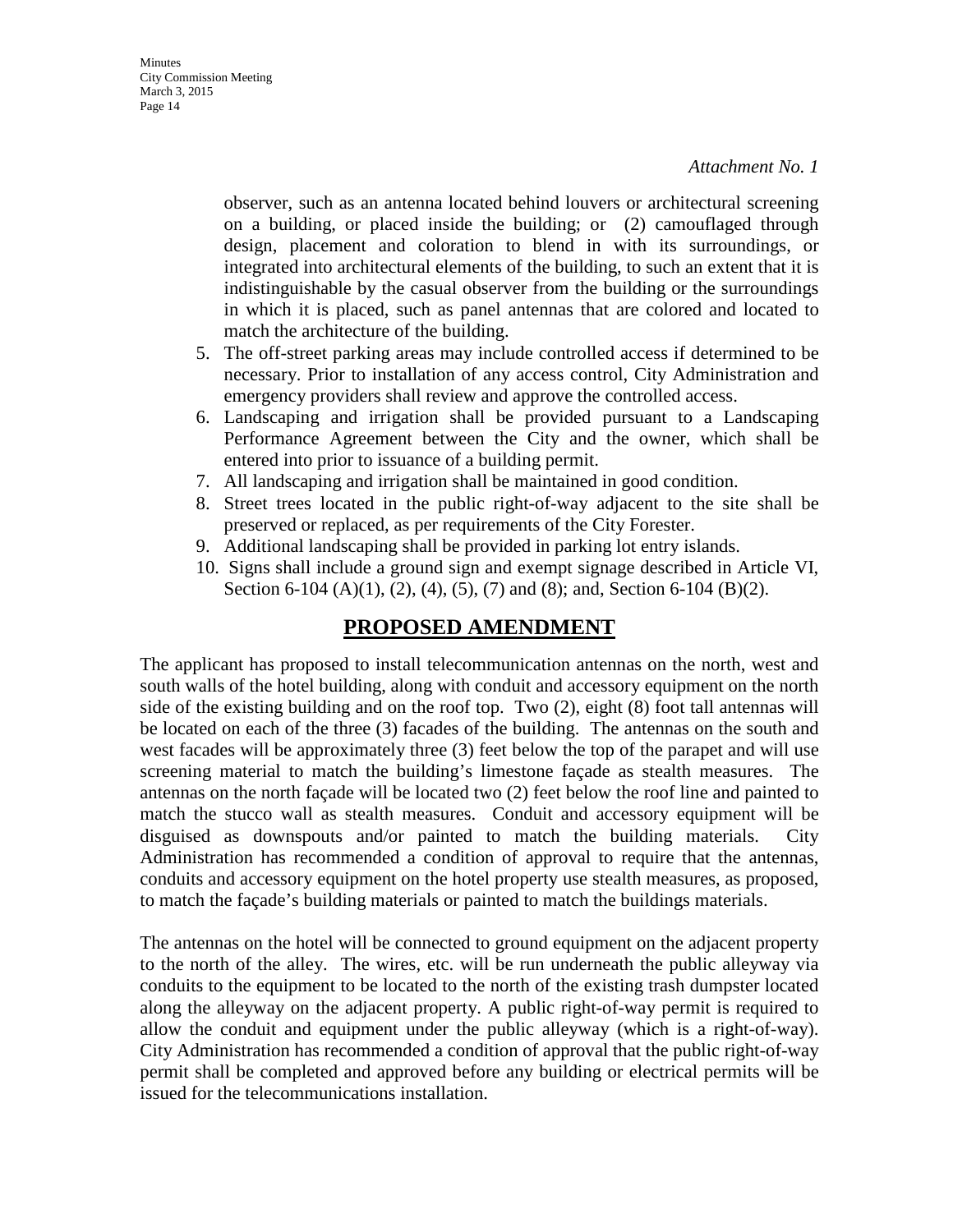*Attachment No. 1*

observer, such as an antenna located behind louvers or architectural screening on a building, or placed inside the building; or (2) camouflaged through design, placement and coloration to blend in with its surroundings, or integrated into architectural elements of the building, to such an extent that it is indistinguishable by the casual observer from the building or the surroundings in which it is placed, such as panel antennas that are colored and located to match the architecture of the building.

5. The off-street parking areas may include controlled access if determined to be necessary. Prior to installation of any access control, City Administration and emergency providers shall review and approve the controlled access.
6. Landscaping and irrigation shall be provided pursuant to a Landscaping Performance Agreement between the City and the owner, which shall be entered into prior to issuance of a building permit.
7. All landscaping and irrigation shall be maintained in good condition.
8. Street trees located in the public right-of-way adjacent to the site shall be preserved or replaced, as per requirements of the City Forester.
9. Additional landscaping shall be provided in parking lot entry islands.
10. Signs shall include a ground sign and exempt signage described in Article VI, Section 6-104 (A)(1), (2), (4), (5), (7) and (8); and, Section 6-104 (B)(2).

## PROPOSED AMENDMENT

The applicant has proposed to install telecommunication antennas on the north, west and south walls of the hotel building, along with conduit and accessory equipment on the north side of the existing building and on the roof top. Two (2), eight (8) foot tall antennas will be located on each of the three (3) facades of the building. The antennas on the south and west facades will be approximately three (3) feet below the top of the parapet and will use screening material to match the building's limestone façade as stealth measures. The antennas on the north façade will be located two (2) feet below the roof line and painted to match the stucco wall as stealth measures. Conduit and accessory equipment will be disguised as downspouts and/or painted to match the building materials. City Administration has recommended a condition of approval to require that the antennas, conduits and accessory equipment on the hotel property use stealth measures, as proposed, to match the façade's building materials or painted to match the buildings materials.

The antennas on the hotel will be connected to ground equipment on the adjacent property to the north of the alley. The wires, etc. will be run underneath the public alleyway via conduits to the equipment to be located to the north of the existing trash dumpster located along the alleyway on the adjacent property. A public right-of-way permit is required to allow the conduit and equipment under the public alleyway (which is a right-of-way). City Administration has recommended a condition of approval that the public right-of-way permit shall be completed and approved before any building or electrical permits will be issued for the telecommunications installation.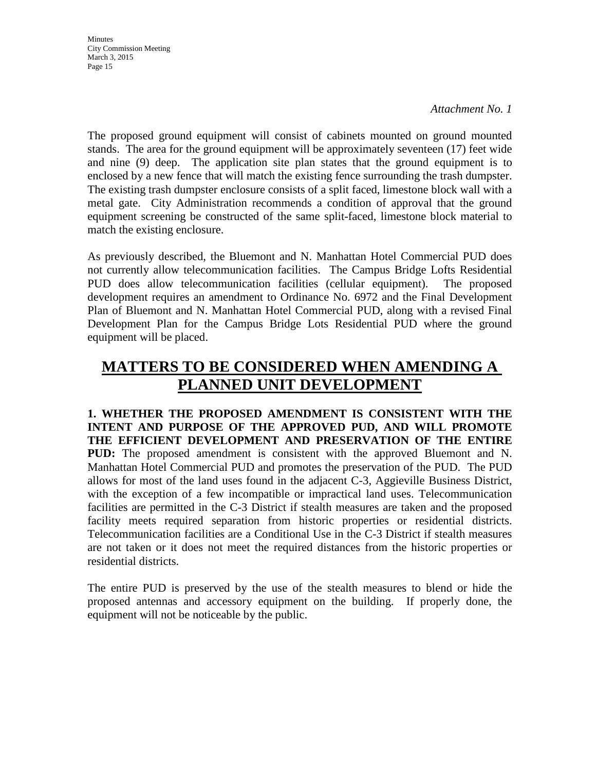*Attachment No. 1*

The proposed ground equipment will consist of cabinets mounted on ground mounted stands. The area for the ground equipment will be approximately seventeen (17) feet wide and nine (9) deep. The application site plan states that the ground equipment is to enclosed by a new fence that will match the existing fence surrounding the trash dumpster. The existing trash dumpster enclosure consists of a split faced, limestone block wall with a metal gate. City Administration recommends a condition of approval that the ground equipment screening be constructed of the same split-faced, limestone block material to match the existing enclosure.

As previously described, the Bluemont and N. Manhattan Hotel Commercial PUD does not currently allow telecommunication facilities. The Campus Bridge Lofts Residential PUD does allow telecommunication facilities (cellular equipment). The proposed development requires an amendment to Ordinance No. 6972 and the Final Development Plan of Bluemont and N. Manhattan Hotel Commercial PUD, along with a revised Final Development Plan for the Campus Bridge Lots Residential PUD where the ground equipment will be placed.

## MATTERS TO BE CONSIDERED WHEN AMENDING A PLANNED UNIT DEVELOPMENT

**1. WHETHER THE PROPOSED AMENDMENT IS CONSISTENT WITH THE INTENT AND PURPOSE OF THE APPROVED PUD, AND WILL PROMOTE THE EFFICIENT DEVELOPMENT AND PRESERVATION OF THE ENTIRE PUD:** The proposed amendment is consistent with the approved Bluemont and N. Manhattan Hotel Commercial PUD and promotes the preservation of the PUD. The PUD allows for most of the land uses found in the adjacent C-3, Aggieville Business District, with the exception of a few incompatible or impractical land uses. Telecommunication facilities are permitted in the C-3 District if stealth measures are taken and the proposed facility meets required separation from historic properties or residential districts. Telecommunication facilities are a Conditional Use in the C-3 District if stealth measures are not taken or it does not meet the required distances from the historic properties or residential districts.

The entire PUD is preserved by the use of the stealth measures to blend or hide the proposed antennas and accessory equipment on the building. If properly done, the equipment will not be noticeable by the public.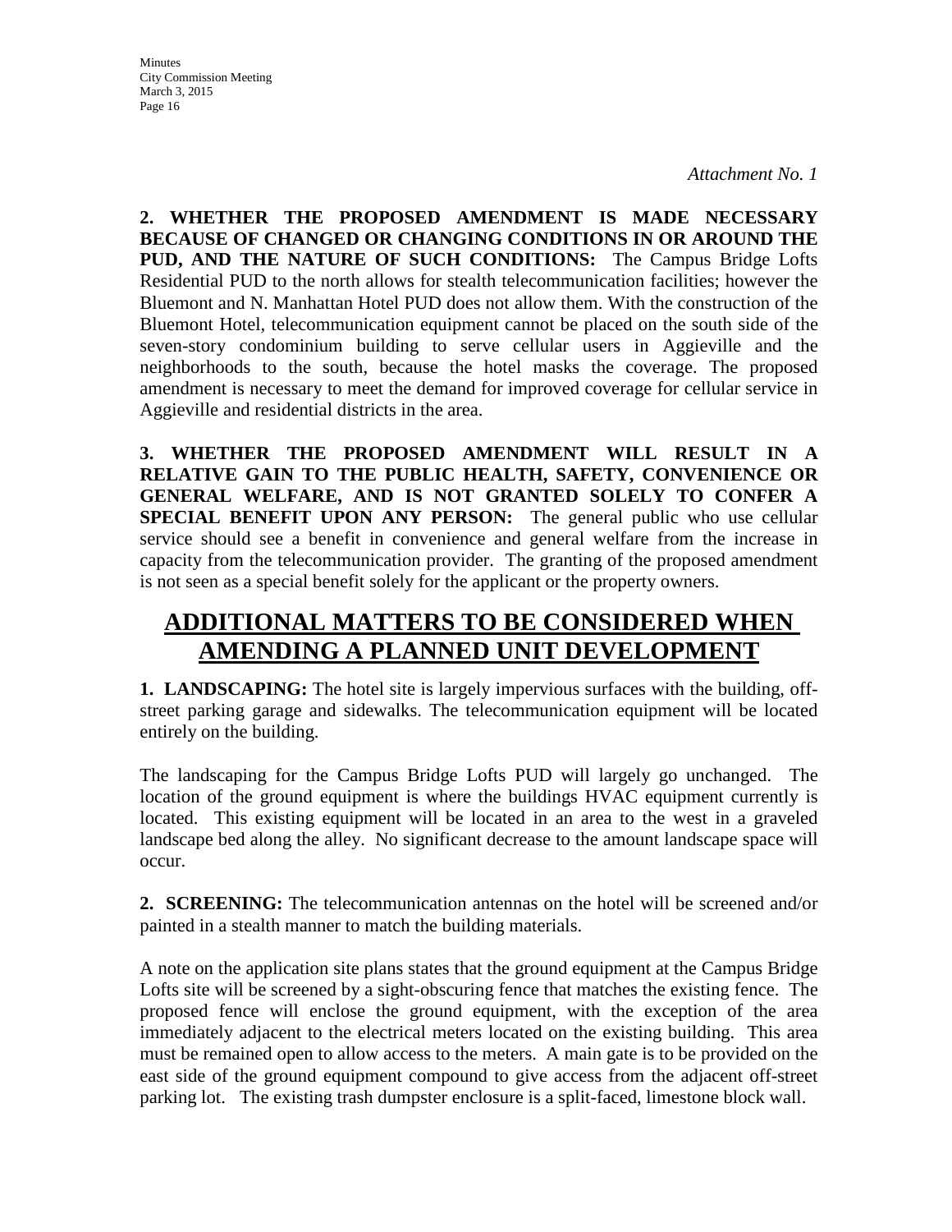*Attachment No. 1*

**2. WHETHER THE PROPOSED AMENDMENT IS MADE NECESSARY BECAUSE OF CHANGED OR CHANGING CONDITIONS IN OR AROUND THE PUD, AND THE NATURE OF SUCH CONDITIONS:** The Campus Bridge Lofts Residential PUD to the north allows for stealth telecommunication facilities; however the Bluemont and N. Manhattan Hotel PUD does not allow them. With the construction of the Bluemont Hotel, telecommunication equipment cannot be placed on the south side of the seven-story condominium building to serve cellular users in Aggieville and the neighborhoods to the south, because the hotel masks the coverage. The proposed amendment is necessary to meet the demand for improved coverage for cellular service in Aggieville and residential districts in the area.

**3. WHETHER THE PROPOSED AMENDMENT WILL RESULT IN A RELATIVE GAIN TO THE PUBLIC HEALTH, SAFETY, CONVENIENCE OR GENERAL WELFARE, AND IS NOT GRANTED SOLELY TO CONFER A SPECIAL BENEFIT UPON ANY PERSON:** The general public who use cellular service should see a benefit in convenience and general welfare from the increase in capacity from the telecommunication provider. The granting of the proposed amendment is not seen as a special benefit solely for the applicant or the property owners.

## ADDITIONAL MATTERS TO BE CONSIDERED WHEN AMENDING A PLANNED UNIT DEVELOPMENT

**1. LANDSCAPING:** The hotel site is largely impervious surfaces with the building, off-street parking garage and sidewalks. The telecommunication equipment will be located entirely on the building.

The landscaping for the Campus Bridge Lofts PUD will largely go unchanged. The location of the ground equipment is where the buildings HVAC equipment currently is located. This existing equipment will be located in an area to the west in a graveled landscape bed along the alley. No significant decrease to the amount landscape space will occur.

**2. SCREENING:** The telecommunication antennas on the hotel will be screened and/or painted in a stealth manner to match the building materials.

A note on the application site plans states that the ground equipment at the Campus Bridge Lofts site will be screened by a sight-obscuring fence that matches the existing fence. The proposed fence will enclose the ground equipment, with the exception of the area immediately adjacent to the electrical meters located on the existing building. This area must be remained open to allow access to the meters. A main gate is to be provided on the east side of the ground equipment compound to give access from the adjacent off-street parking lot. The existing trash dumpster enclosure is a split-faced, limestone block wall.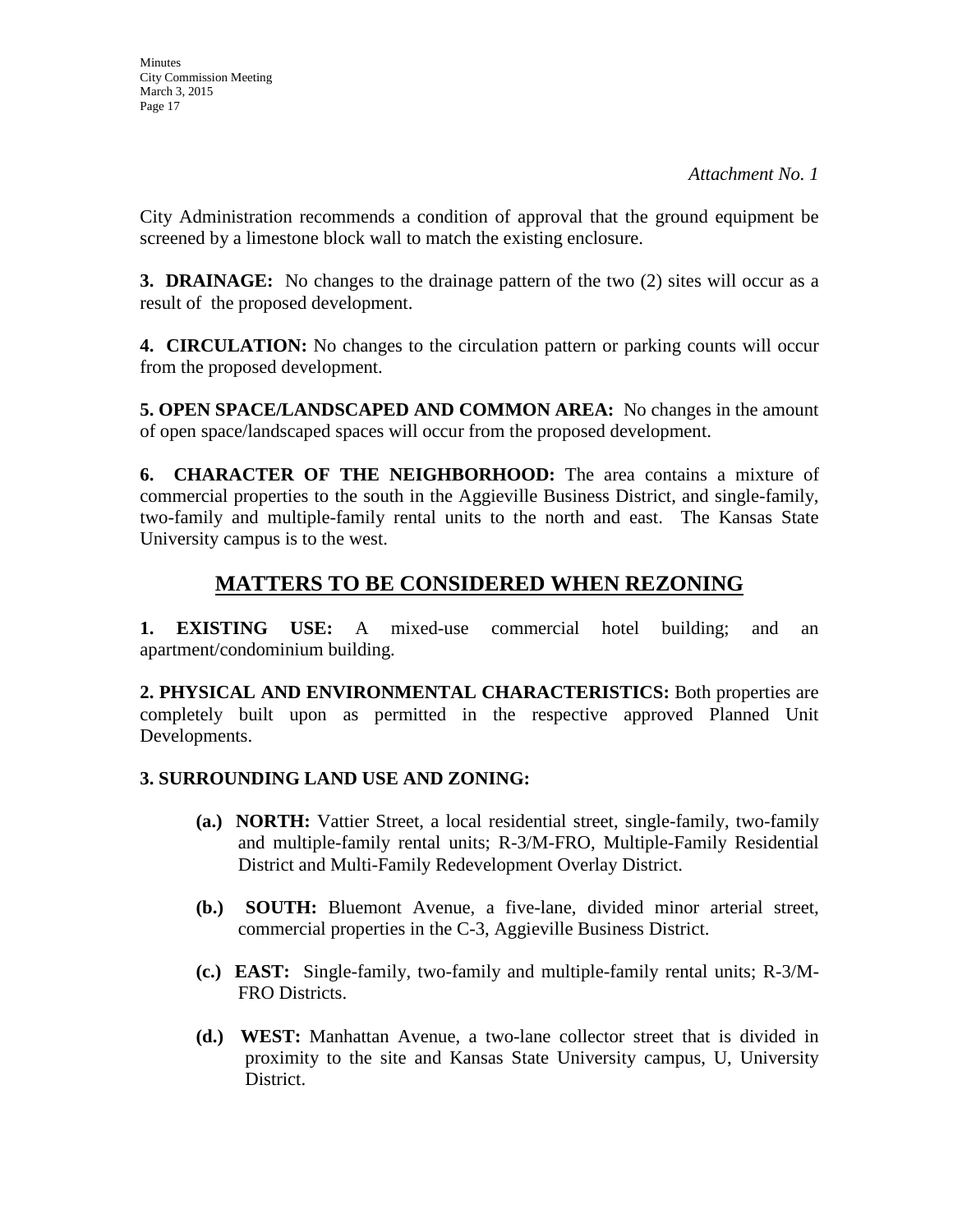*Attachment No. 1*

City Administration recommends a condition of approval that the ground equipment be screened by a limestone block wall to match the existing enclosure.

**3. DRAINAGE:** No changes to the drainage pattern of the two (2) sites will occur as a result of the proposed development.

**4. CIRCULATION:** No changes to the circulation pattern or parking counts will occur from the proposed development.

**5. OPEN SPACE/LANDSCAPED AND COMMON AREA:** No changes in the amount of open space/landscaped spaces will occur from the proposed development.

**6. CHARACTER OF THE NEIGHBORHOOD:** The area contains a mixture of commercial properties to the south in the Aggieville Business District, and single-family, two-family and multiple-family rental units to the north and east. The Kansas State University campus is to the west.

## MATTERS TO BE CONSIDERED WHEN REZONING

**1. EXISTING USE:** A mixed-use commercial hotel building; and an apartment/condominium building.

**2. PHYSICAL AND ENVIRONMENTAL CHARACTERISTICS:** Both properties are completely built upon as permitted in the respective approved Planned Unit Developments.

**3. SURROUNDING LAND USE AND ZONING:**

**(a.) NORTH:** Vattier Street, a local residential street, single-family, two-family and multiple-family rental units; R-3/M-FRO, Multiple-Family Residential District and Multi-Family Redevelopment Overlay District.

**(b.) SOUTH:** Bluemont Avenue, a five-lane, divided minor arterial street, commercial properties in the C-3, Aggieville Business District.

**(c.) EAST:** Single-family, two-family and multiple-family rental units; R-3/M-FRO Districts.

**(d.) WEST:** Manhattan Avenue, a two-lane collector street that is divided in proximity to the site and Kansas State University campus, U, University District.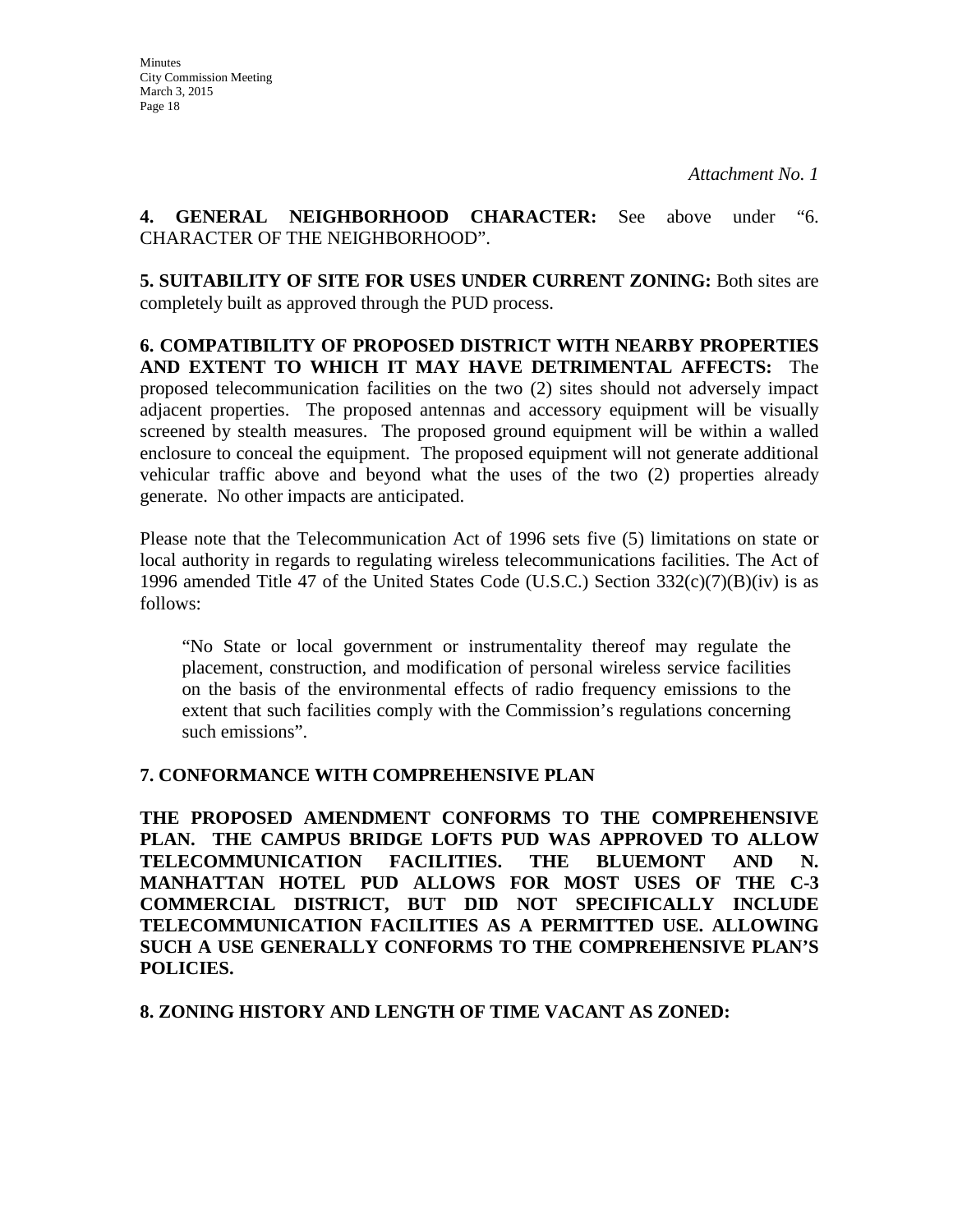*Attachment No. 1*

**4. GENERAL NEIGHBORHOOD CHARACTER:** See above under "6. CHARACTER OF THE NEIGHBORHOOD".

**5. SUITABILITY OF SITE FOR USES UNDER CURRENT ZONING:** Both sites are completely built as approved through the PUD process.

**6. COMPATIBILITY OF PROPOSED DISTRICT WITH NEARBY PROPERTIES AND EXTENT TO WHICH IT MAY HAVE DETRIMENTAL AFFECTS:** The proposed telecommunication facilities on the two (2) sites should not adversely impact adjacent properties. The proposed antennas and accessory equipment will be visually screened by stealth measures. The proposed ground equipment will be within a walled enclosure to conceal the equipment. The proposed equipment will not generate additional vehicular traffic above and beyond what the uses of the two (2) properties already generate. No other impacts are anticipated.

Please note that the Telecommunication Act of 1996 sets five (5) limitations on state or local authority in regards to regulating wireless telecommunications facilities. The Act of 1996 amended Title 47 of the United States Code (U.S.C.) Section 332(c)(7)(B)(iv) is as follows:

> "No State or local government or instrumentality thereof may regulate the placement, construction, and modification of personal wireless service facilities on the basis of the environmental effects of radio frequency emissions to the extent that such facilities comply with the Commission's regulations concerning such emissions".

**7. CONFORMANCE WITH COMPREHENSIVE PLAN**

**THE PROPOSED AMENDMENT CONFORMS TO THE COMPREHENSIVE PLAN. THE CAMPUS BRIDGE LOFTS PUD WAS APPROVED TO ALLOW TELECOMMUNICATION FACILITIES. THE BLUEMONT AND N. MANHATTAN HOTEL PUD ALLOWS FOR MOST USES OF THE C-3 COMMERCIAL DISTRICT, BUT DID NOT SPECIFICALLY INCLUDE TELECOMMUNICATION FACILITIES AS A PERMITTED USE. ALLOWING SUCH A USE GENERALLY CONFORMS TO THE COMPREHENSIVE PLAN'S POLICIES.**

**8. ZONING HISTORY AND LENGTH OF TIME VACANT AS ZONED:**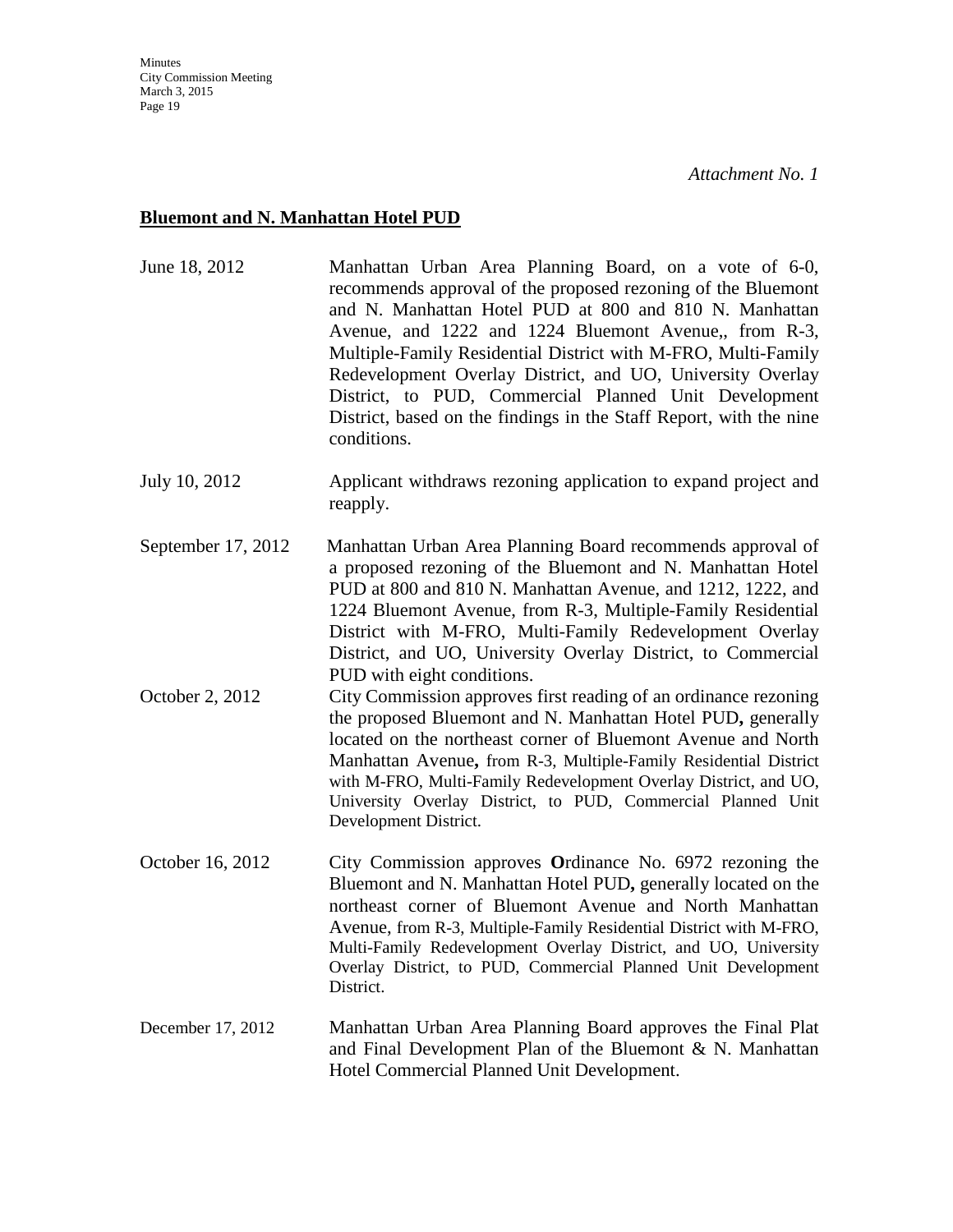*Attachment No. 1*

**Bluemont and N. Manhattan Hotel PUD**

June 18, 2012 — Manhattan Urban Area Planning Board, on a vote of 6-0, recommends approval of the proposed rezoning of the Bluemont and N. Manhattan Hotel PUD at 800 and 810 N. Manhattan Avenue, and 1222 and 1224 Bluemont Avenue,, from R-3, Multiple-Family Residential District with M-FRO, Multi-Family Redevelopment Overlay District, and UO, University Overlay District, to PUD, Commercial Planned Unit Development District, based on the findings in the Staff Report, with the nine conditions.

July 10, 2012 — Applicant withdraws rezoning application to expand project and reapply.

September 17, 2012 — Manhattan Urban Area Planning Board recommends approval of a proposed rezoning of the Bluemont and N. Manhattan Hotel PUD at 800 and 810 N. Manhattan Avenue, and 1212, 1222, and 1224 Bluemont Avenue, from R-3, Multiple-Family Residential District with M-FRO, Multi-Family Redevelopment Overlay District, and UO, University Overlay District, to Commercial PUD with eight conditions.

October 2, 2012 — City Commission approves first reading of an ordinance rezoning the proposed Bluemont and N. Manhattan Hotel PUD**,** generally located on the northeast corner of Bluemont Avenue and North Manhattan Avenue**,** from R-3, Multiple-Family Residential District with M-FRO, Multi-Family Redevelopment Overlay District, and UO, University Overlay District, to PUD, Commercial Planned Unit Development District.

October 16, 2012 — City Commission approves **O**rdinance No. 6972 rezoning the Bluemont and N. Manhattan Hotel PUD**,** generally located on the northeast corner of Bluemont Avenue and North Manhattan Avenue, from R-3, Multiple-Family Residential District with M-FRO, Multi-Family Redevelopment Overlay District, and UO, University Overlay District, to PUD, Commercial Planned Unit Development District.

December 17, 2012 — Manhattan Urban Area Planning Board approves the Final Plat and Final Development Plan of the Bluemont & N. Manhattan Hotel Commercial Planned Unit Development.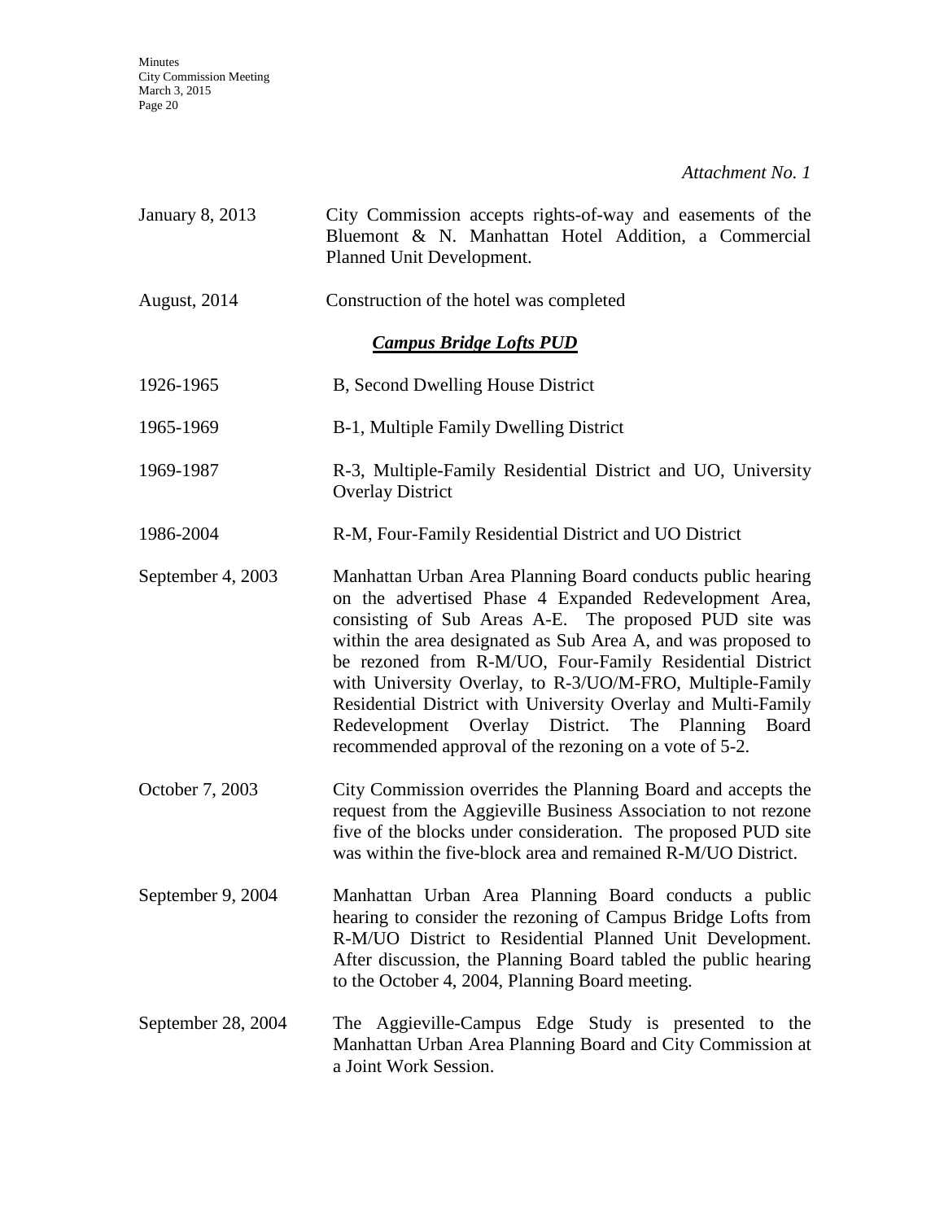*Attachment No. 1*

| | |
|---|---|
| January 8, 2013 | City Commission accepts rights-of-way and easements of the Bluemont & N. Manhattan Hotel Addition, a Commercial Planned Unit Development. |
| August, 2014 | Construction of the hotel was completed |

***Campus Bridge Lofts PUD***

| | |
|---|---|
| 1926-1965 | B, Second Dwelling House District |
| 1965-1969 | B-1, Multiple Family Dwelling District |
| 1969-1987 | R-3, Multiple-Family Residential District and UO, University Overlay District |
| 1986-2004 | R-M, Four-Family Residential District and UO District |
| September 4, 2003 | Manhattan Urban Area Planning Board conducts public hearing on the advertised Phase 4 Expanded Redevelopment Area, consisting of Sub Areas A-E. The proposed PUD site was within the area designated as Sub Area A, and was proposed to be rezoned from R-M/UO, Four-Family Residential District with University Overlay, to R-3/UO/M-FRO, Multiple-Family Residential District with University Overlay and Multi-Family Redevelopment Overlay District. The Planning Board recommended approval of the rezoning on a vote of 5-2. |
| October 7, 2003 | City Commission overrides the Planning Board and accepts the request from the Aggieville Business Association to not rezone five of the blocks under consideration. The proposed PUD site was within the five-block area and remained R-M/UO District. |
| September 9, 2004 | Manhattan Urban Area Planning Board conducts a public hearing to consider the rezoning of Campus Bridge Lofts from R-M/UO District to Residential Planned Unit Development. After discussion, the Planning Board tabled the public hearing to the October 4, 2004, Planning Board meeting. |
| September 28, 2004 | The Aggieville-Campus Edge Study is presented to the Manhattan Urban Area Planning Board and City Commission at a Joint Work Session. |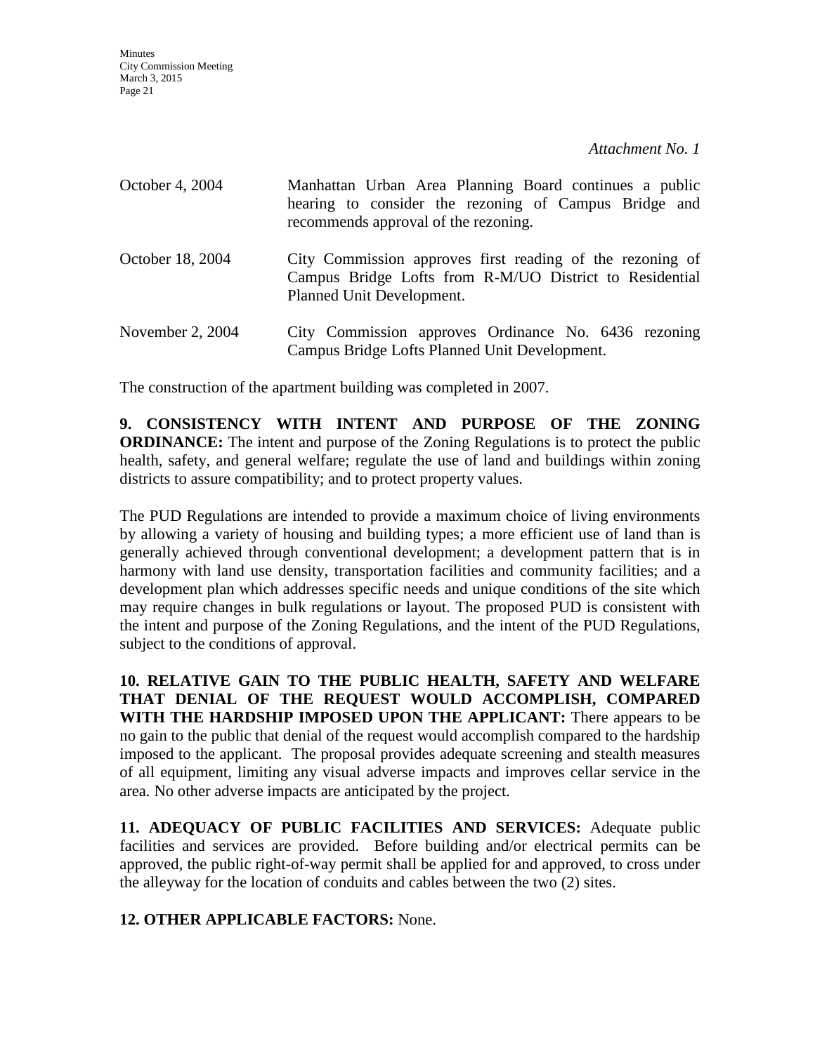*Attachment No. 1*

| | |
|---|---|
| October 4, 2004 | Manhattan Urban Area Planning Board continues a public hearing to consider the rezoning of Campus Bridge and recommends approval of the rezoning. |
| October 18, 2004 | City Commission approves first reading of the rezoning of Campus Bridge Lofts from R-M/UO District to Residential Planned Unit Development. |
| November 2, 2004 | City Commission approves Ordinance No. 6436 rezoning Campus Bridge Lofts Planned Unit Development. |

The construction of the apartment building was completed in 2007.

**9. CONSISTENCY WITH INTENT AND PURPOSE OF THE ZONING ORDINANCE:** The intent and purpose of the Zoning Regulations is to protect the public health, safety, and general welfare; regulate the use of land and buildings within zoning districts to assure compatibility; and to protect property values.

The PUD Regulations are intended to provide a maximum choice of living environments by allowing a variety of housing and building types; a more efficient use of land than is generally achieved through conventional development; a development pattern that is in harmony with land use density, transportation facilities and community facilities; and a development plan which addresses specific needs and unique conditions of the site which may require changes in bulk regulations or layout. The proposed PUD is consistent with the intent and purpose of the Zoning Regulations, and the intent of the PUD Regulations, subject to the conditions of approval.

**10. RELATIVE GAIN TO THE PUBLIC HEALTH, SAFETY AND WELFARE THAT DENIAL OF THE REQUEST WOULD ACCOMPLISH, COMPARED WITH THE HARDSHIP IMPOSED UPON THE APPLICANT:** There appears to be no gain to the public that denial of the request would accomplish compared to the hardship imposed to the applicant. The proposal provides adequate screening and stealth measures of all equipment, limiting any visual adverse impacts and improves cellar service in the area. No other adverse impacts are anticipated by the project.

**11. ADEQUACY OF PUBLIC FACILITIES AND SERVICES:** Adequate public facilities and services are provided. Before building and/or electrical permits can be approved, the public right-of-way permit shall be applied for and approved, to cross under the alleyway for the location of conduits and cables between the two (2) sites.

**12. OTHER APPLICABLE FACTORS:** None.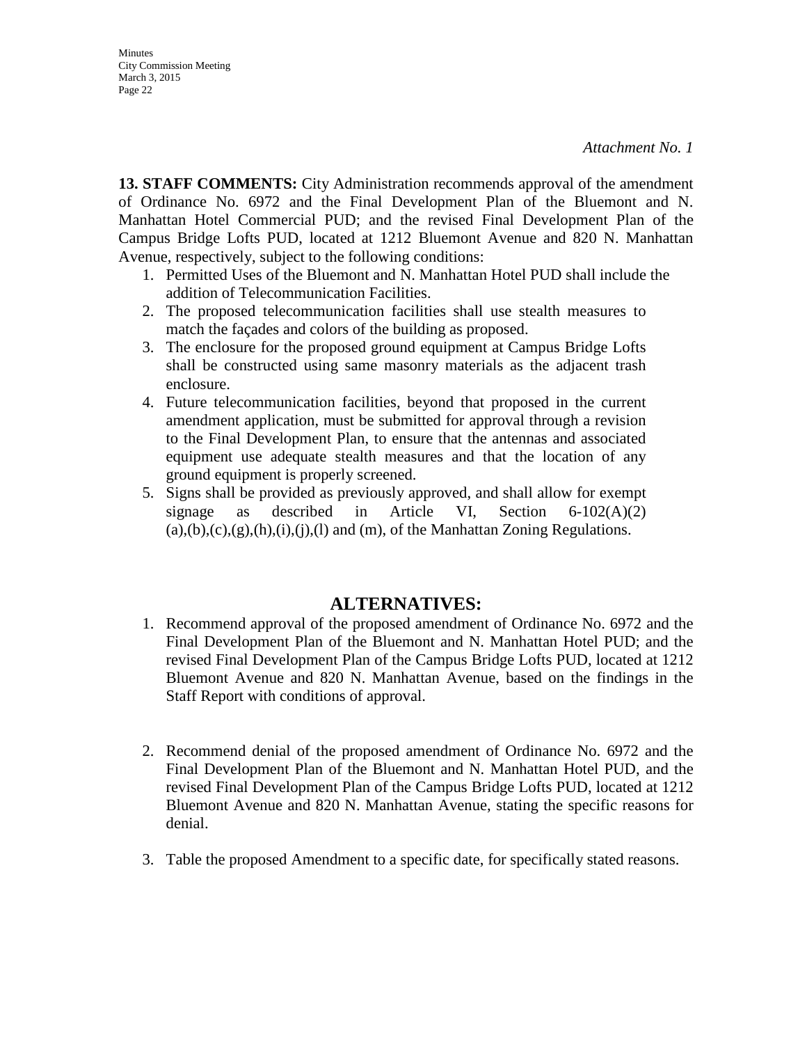*Attachment No. 1*

**13. STAFF COMMENTS:** City Administration recommends approval of the amendment of Ordinance No. 6972 and the Final Development Plan of the Bluemont and N. Manhattan Hotel Commercial PUD; and the revised Final Development Plan of the Campus Bridge Lofts PUD, located at 1212 Bluemont Avenue and 820 N. Manhattan Avenue, respectively, subject to the following conditions:

1. Permitted Uses of the Bluemont and N. Manhattan Hotel PUD shall include the addition of Telecommunication Facilities.
2. The proposed telecommunication facilities shall use stealth measures to match the façades and colors of the building as proposed.
3. The enclosure for the proposed ground equipment at Campus Bridge Lofts shall be constructed using same masonry materials as the adjacent trash enclosure.
4. Future telecommunication facilities, beyond that proposed in the current amendment application, must be submitted for approval through a revision to the Final Development Plan, to ensure that the antennas and associated equipment use adequate stealth measures and that the location of any ground equipment is properly screened.
5. Signs shall be provided as previously approved, and shall allow for exempt signage as described in Article VI, Section 6-102(A)(2) (a),(b),(c),(g),(h),(i),(j),(l) and (m), of the Manhattan Zoning Regulations.

## ALTERNATIVES:

1. Recommend approval of the proposed amendment of Ordinance No. 6972 and the Final Development Plan of the Bluemont and N. Manhattan Hotel PUD; and the revised Final Development Plan of the Campus Bridge Lofts PUD, located at 1212 Bluemont Avenue and 820 N. Manhattan Avenue, based on the findings in the Staff Report with conditions of approval.

2. Recommend denial of the proposed amendment of Ordinance No. 6972 and the Final Development Plan of the Bluemont and N. Manhattan Hotel PUD, and the revised Final Development Plan of the Campus Bridge Lofts PUD, located at 1212 Bluemont Avenue and 820 N. Manhattan Avenue, stating the specific reasons for denial.

3. Table the proposed Amendment to a specific date, for specifically stated reasons.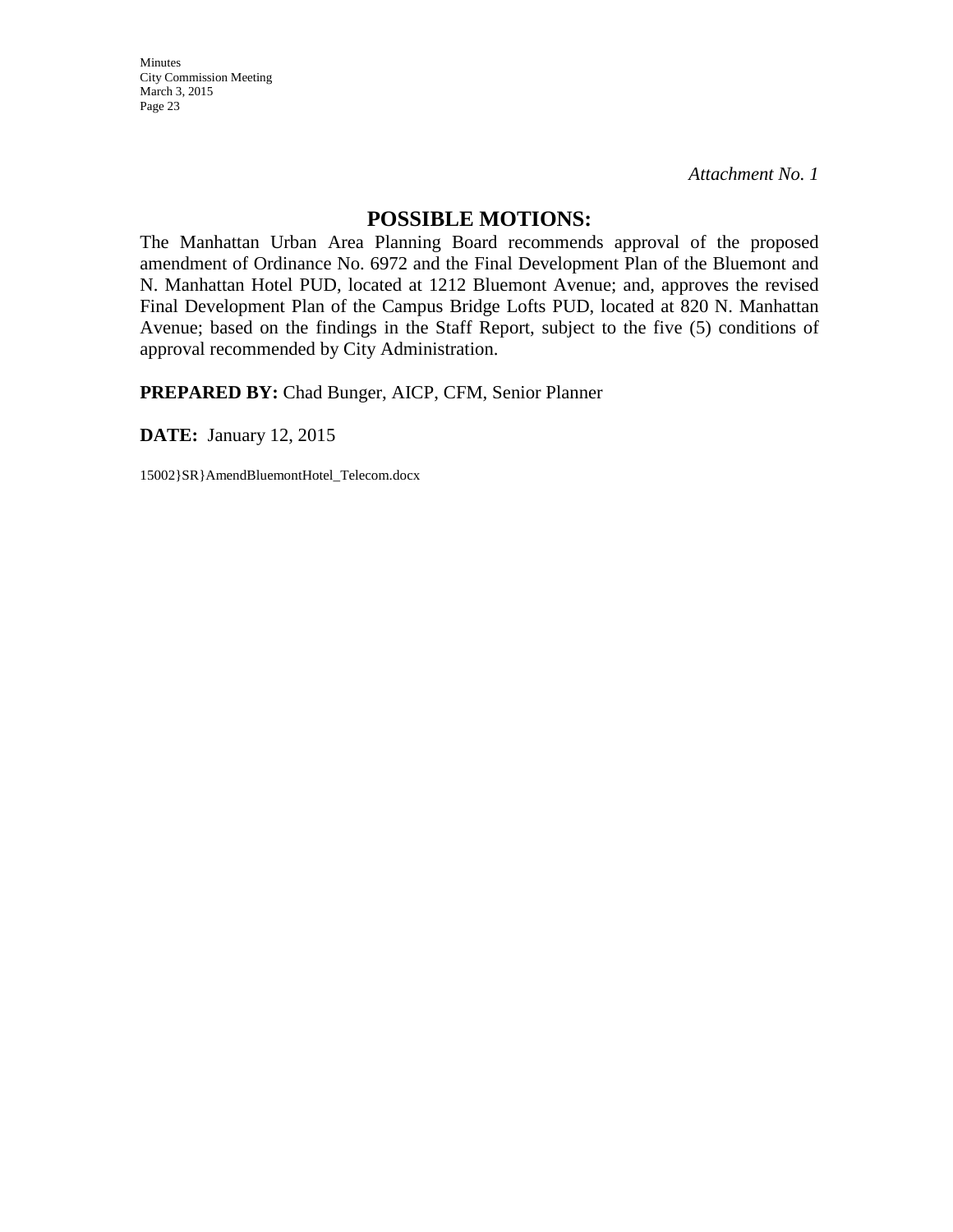*Attachment No. 1*

## POSSIBLE MOTIONS:

The Manhattan Urban Area Planning Board recommends approval of the proposed amendment of Ordinance No. 6972 and the Final Development Plan of the Bluemont and N. Manhattan Hotel PUD, located at 1212 Bluemont Avenue; and, approves the revised Final Development Plan of the Campus Bridge Lofts PUD, located at 820 N. Manhattan Avenue; based on the findings in the Staff Report, subject to the five (5) conditions of approval recommended by City Administration.

**PREPARED BY:** Chad Bunger, AICP, CFM, Senior Planner

**DATE:** January 12, 2015

15002}SR}AmendBluemontHotel_Telecom.docx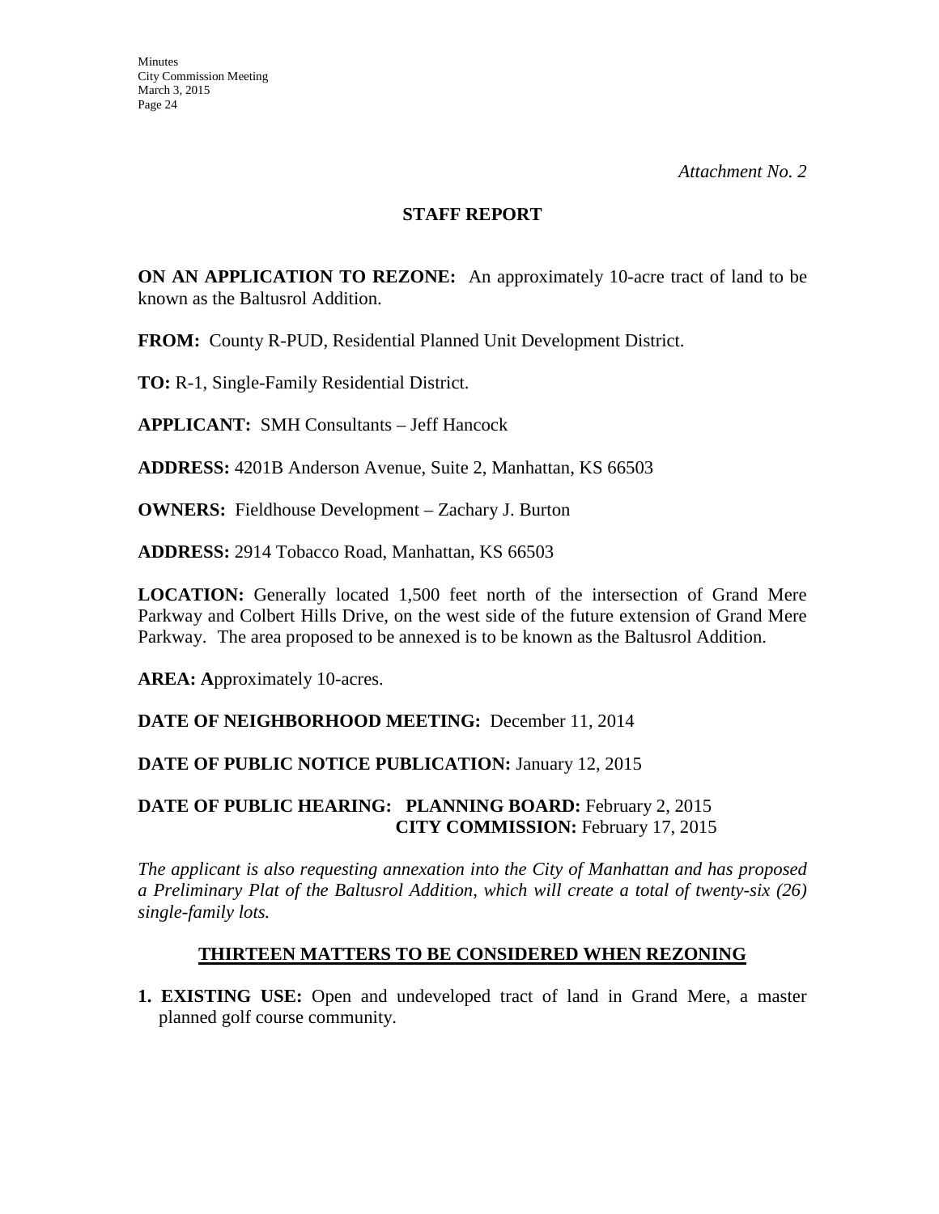*Attachment No. 2*

## STAFF REPORT

**ON AN APPLICATION TO REZONE:** An approximately 10-acre tract of land to be known as the Baltusrol Addition.

**FROM:** County R-PUD, Residential Planned Unit Development District.

**TO:** R-1, Single-Family Residential District.

**APPLICANT:** SMH Consultants – Jeff Hancock

**ADDRESS:** 4201B Anderson Avenue, Suite 2, Manhattan, KS 66503

**OWNERS:** Fieldhouse Development – Zachary J. Burton

**ADDRESS:** 2914 Tobacco Road, Manhattan, KS 66503

**LOCATION:** Generally located 1,500 feet north of the intersection of Grand Mere Parkway and Colbert Hills Drive, on the west side of the future extension of Grand Mere Parkway. The area proposed to be annexed is to be known as the Baltusrol Addition.

**AREA: A**pproximately 10-acres.

**DATE OF NEIGHBORHOOD MEETING:** December 11, 2014

**DATE OF PUBLIC NOTICE PUBLICATION:** January 12, 2015

**DATE OF PUBLIC HEARING: PLANNING BOARD:** February 2, 2015
**CITY COMMISSION:** February 17, 2015

*The applicant is also requesting annexation into the City of Manhattan and has proposed a Preliminary Plat of the Baltusrol Addition, which will create a total of twenty-six (26) single-family lots.*

## THIRTEEN MATTERS TO BE CONSIDERED WHEN REZONING

1. **EXISTING USE:** Open and undeveloped tract of land in Grand Mere, a master planned golf course community.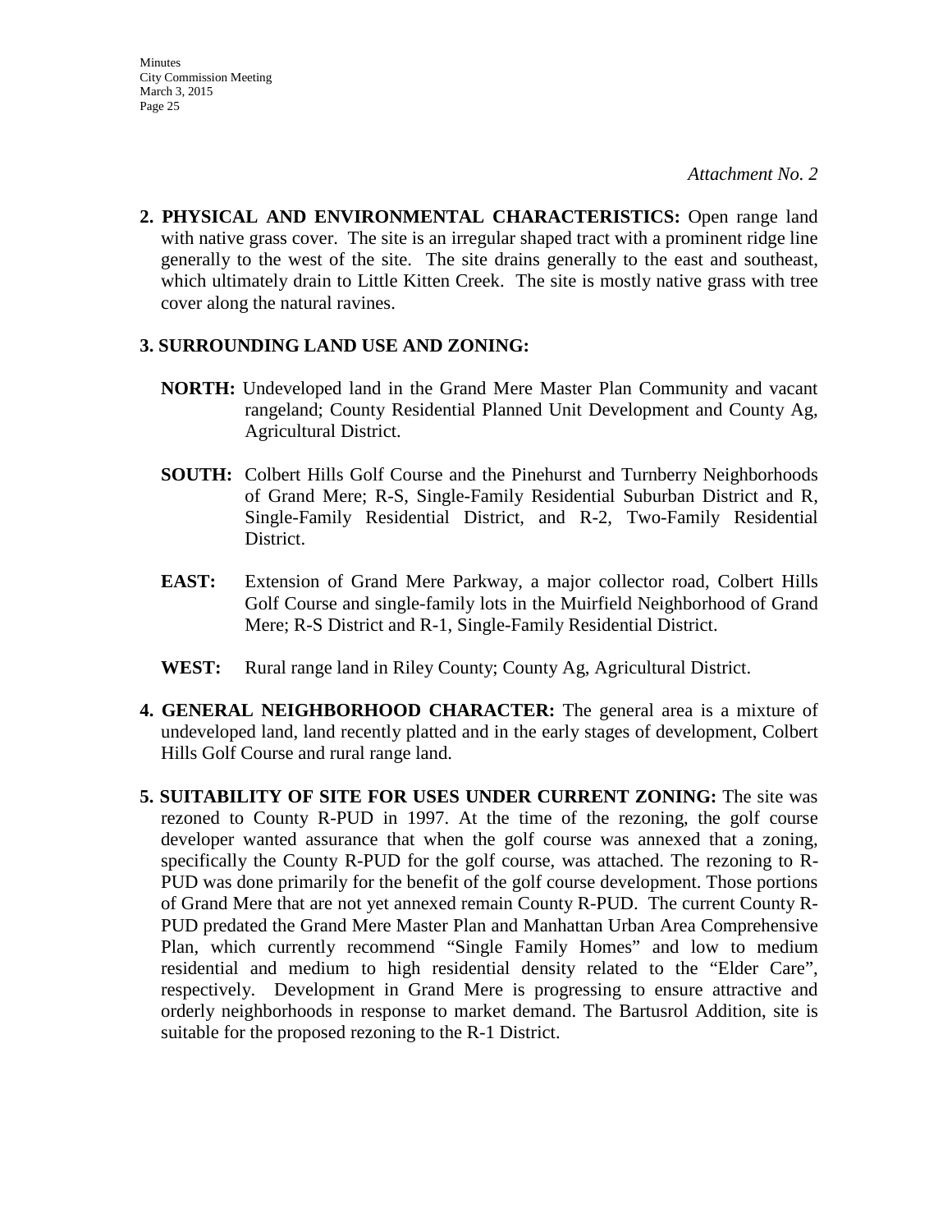*Attachment No. 2*

**2. PHYSICAL AND ENVIRONMENTAL CHARACTERISTICS:** Open range land with native grass cover. The site is an irregular shaped tract with a prominent ridge line generally to the west of the site. The site drains generally to the east and southeast, which ultimately drain to Little Kitten Creek. The site is mostly native grass with tree cover along the natural ravines.

**3. SURROUNDING LAND USE AND ZONING:**

**NORTH:** Undeveloped land in the Grand Mere Master Plan Community and vacant rangeland; County Residential Planned Unit Development and County Ag, Agricultural District.

**SOUTH:** Colbert Hills Golf Course and the Pinehurst and Turnberry Neighborhoods of Grand Mere; R-S, Single-Family Residential Suburban District and R, Single-Family Residential District, and R-2, Two-Family Residential District.

**EAST:** Extension of Grand Mere Parkway, a major collector road, Colbert Hills Golf Course and single-family lots in the Muirfield Neighborhood of Grand Mere; R-S District and R-1, Single-Family Residential District.

**WEST:** Rural range land in Riley County; County Ag, Agricultural District.

**4. GENERAL NEIGHBORHOOD CHARACTER:** The general area is a mixture of undeveloped land, land recently platted and in the early stages of development, Colbert Hills Golf Course and rural range land.

**5. SUITABILITY OF SITE FOR USES UNDER CURRENT ZONING:** The site was rezoned to County R-PUD in 1997. At the time of the rezoning, the golf course developer wanted assurance that when the golf course was annexed that a zoning, specifically the County R-PUD for the golf course, was attached. The rezoning to R-PUD was done primarily for the benefit of the golf course development. Those portions of Grand Mere that are not yet annexed remain County R-PUD. The current County R-PUD predated the Grand Mere Master Plan and Manhattan Urban Area Comprehensive Plan, which currently recommend "Single Family Homes" and low to medium residential and medium to high residential density related to the "Elder Care", respectively. Development in Grand Mere is progressing to ensure attractive and orderly neighborhoods in response to market demand. The Bartusrol Addition, site is suitable for the proposed rezoning to the R-1 District.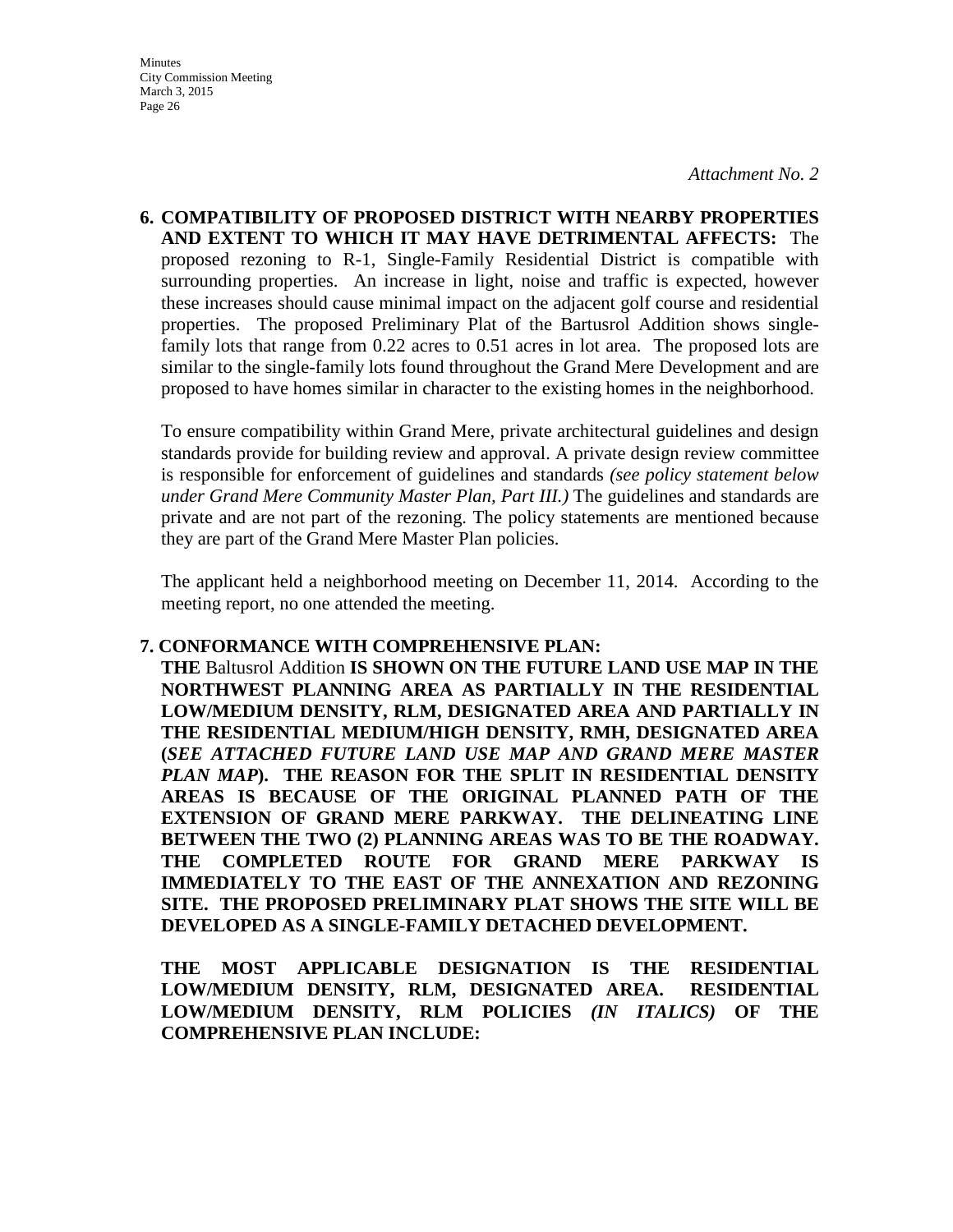*Attachment No. 2*

**6. COMPATIBILITY OF PROPOSED DISTRICT WITH NEARBY PROPERTIES AND EXTENT TO WHICH IT MAY HAVE DETRIMENTAL AFFECTS:** The proposed rezoning to R-1, Single-Family Residential District is compatible with surrounding properties. An increase in light, noise and traffic is expected, however these increases should cause minimal impact on the adjacent golf course and residential properties. The proposed Preliminary Plat of the Bartusrol Addition shows single-family lots that range from 0.22 acres to 0.51 acres in lot area. The proposed lots are similar to the single-family lots found throughout the Grand Mere Development and are proposed to have homes similar in character to the existing homes in the neighborhood.

To ensure compatibility within Grand Mere, private architectural guidelines and design standards provide for building review and approval. A private design review committee is responsible for enforcement of guidelines and standards *(see policy statement below under Grand Mere Community Master Plan, Part III.)* The guidelines and standards are private and are not part of the rezoning. The policy statements are mentioned because they are part of the Grand Mere Master Plan policies.

The applicant held a neighborhood meeting on December 11, 2014. According to the meeting report, no one attended the meeting.

**7. CONFORMANCE WITH COMPREHENSIVE PLAN:**
**THE** Baltusrol Addition **IS SHOWN ON THE FUTURE LAND USE MAP IN THE NORTHWEST PLANNING AREA AS PARTIALLY IN THE RESIDENTIAL LOW/MEDIUM DENSITY, RLM, DESIGNATED AREA AND PARTIALLY IN THE RESIDENTIAL MEDIUM/HIGH DENSITY, RMH, DESIGNATED AREA (*SEE ATTACHED FUTURE LAND USE MAP AND GRAND MERE MASTER PLAN MAP*). THE REASON FOR THE SPLIT IN RESIDENTIAL DENSITY AREAS IS BECAUSE OF THE ORIGINAL PLANNED PATH OF THE EXTENSION OF GRAND MERE PARKWAY. THE DELINEATING LINE BETWEEN THE TWO (2) PLANNING AREAS WAS TO BE THE ROADWAY. THE COMPLETED ROUTE FOR GRAND MERE PARKWAY IS IMMEDIATELY TO THE EAST OF THE ANNEXATION AND REZONING SITE. THE PROPOSED PRELIMINARY PLAT SHOWS THE SITE WILL BE DEVELOPED AS A SINGLE-FAMILY DETACHED DEVELOPMENT.**

**THE MOST APPLICABLE DESIGNATION IS THE RESIDENTIAL LOW/MEDIUM DENSITY, RLM, DESIGNATED AREA. RESIDENTIAL LOW/MEDIUM DENSITY, RLM POLICIES *(IN ITALICS)* OF THE COMPREHENSIVE PLAN INCLUDE:**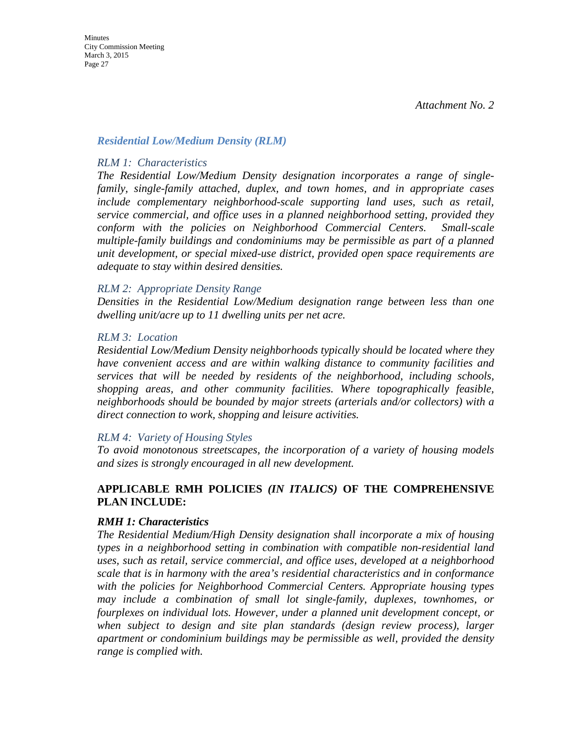*Attachment No. 2*

### *Residential Low/Medium Density (RLM)*

*RLM 1: Characteristics*

*The Residential Low/Medium Density designation incorporates a range of single-family, single-family attached, duplex, and town homes, and in appropriate cases include complementary neighborhood-scale supporting land uses, such as retail, service commercial, and office uses in a planned neighborhood setting, provided they conform with the policies on Neighborhood Commercial Centers. Small-scale multiple-family buildings and condominiums may be permissible as part of a planned unit development, or special mixed-use district, provided open space requirements are adequate to stay within desired densities.*

*RLM 2: Appropriate Density Range*

*Densities in the Residential Low/Medium designation range between less than one dwelling unit/acre up to 11 dwelling units per net acre.*

*RLM 3: Location*

*Residential Low/Medium Density neighborhoods typically should be located where they have convenient access and are within walking distance to community facilities and services that will be needed by residents of the neighborhood, including schools, shopping areas, and other community facilities. Where topographically feasible, neighborhoods should be bounded by major streets (arterials and/or collectors) with a direct connection to work, shopping and leisure activities.*

*RLM 4: Variety of Housing Styles*

*To avoid monotonous streetscapes, the incorporation of a variety of housing models and sizes is strongly encouraged in all new development.*

**APPLICABLE RMH POLICIES *(IN ITALICS)* OF THE COMPREHENSIVE PLAN INCLUDE:**

***RMH 1: Characteristics***

*The Residential Medium/High Density designation shall incorporate a mix of housing types in a neighborhood setting in combination with compatible non-residential land uses, such as retail, service commercial, and office uses, developed at a neighborhood scale that is in harmony with the area's residential characteristics and in conformance with the policies for Neighborhood Commercial Centers. Appropriate housing types may include a combination of small lot single-family, duplexes, townhomes, or fourplexes on individual lots. However, under a planned unit development concept, or when subject to design and site plan standards (design review process), larger apartment or condominium buildings may be permissible as well, provided the density range is complied with.*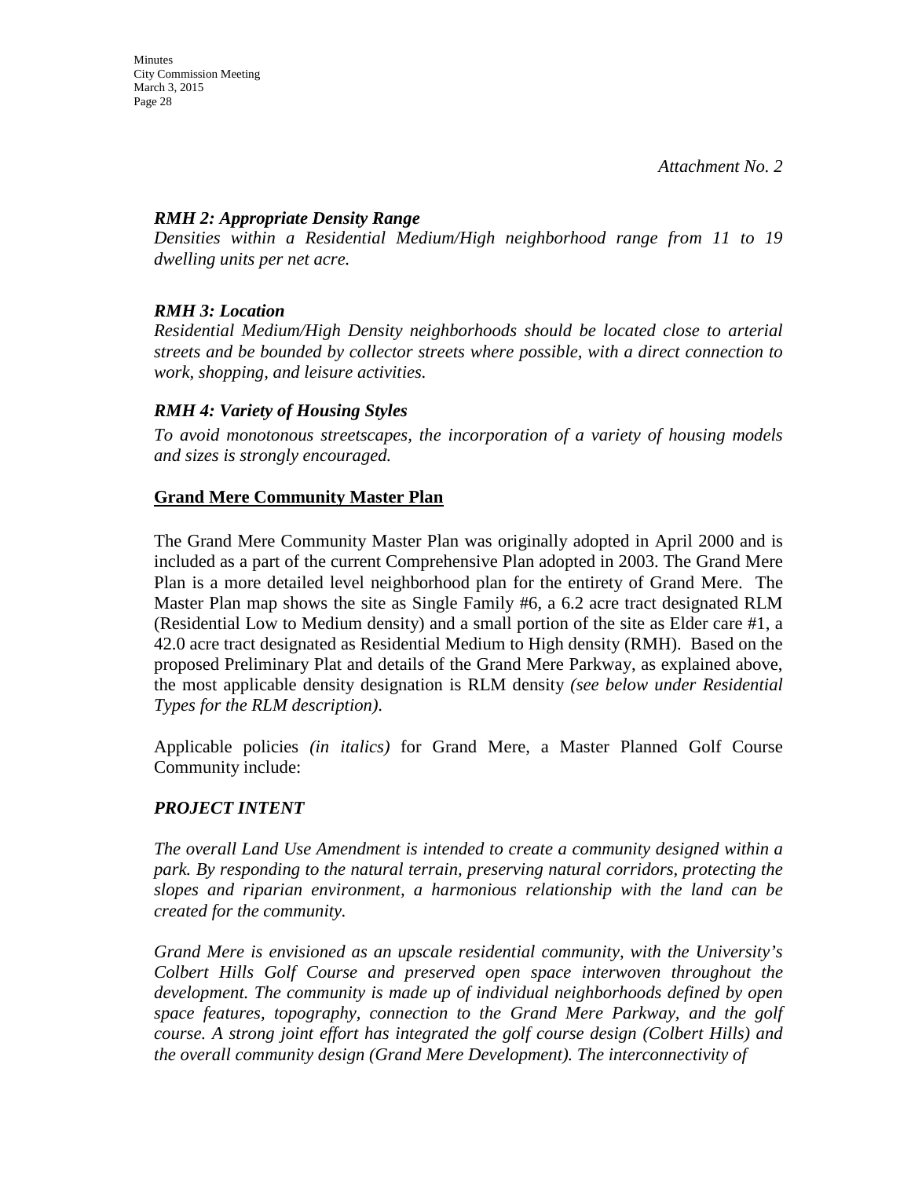*Attachment No. 2*

***RMH 2: Appropriate Density Range***
*Densities within a Residential Medium/High neighborhood range from 11 to 19 dwelling units per net acre.*

***RMH 3: Location***
*Residential Medium/High Density neighborhoods should be located close to arterial streets and be bounded by collector streets where possible, with a direct connection to work, shopping, and leisure activities.*

***RMH 4: Variety of Housing Styles***
*To avoid monotonous streetscapes, the incorporation of a variety of housing models and sizes is strongly encouraged.*

**Grand Mere Community Master Plan**

The Grand Mere Community Master Plan was originally adopted in April 2000 and is included as a part of the current Comprehensive Plan adopted in 2003. The Grand Mere Plan is a more detailed level neighborhood plan for the entirety of Grand Mere. The Master Plan map shows the site as Single Family #6, a 6.2 acre tract designated RLM (Residential Low to Medium density) and a small portion of the site as Elder care #1, a 42.0 acre tract designated as Residential Medium to High density (RMH). Based on the proposed Preliminary Plat and details of the Grand Mere Parkway, as explained above, the most applicable density designation is RLM density *(see below under Residential Types for the RLM description)*.

Applicable policies *(in italics)* for Grand Mere, a Master Planned Golf Course Community include:

***PROJECT INTENT***

*The overall Land Use Amendment is intended to create a community designed within a park. By responding to the natural terrain, preserving natural corridors, protecting the slopes and riparian environment, a harmonious relationship with the land can be created for the community.*

*Grand Mere is envisioned as an upscale residential community, with the University's Colbert Hills Golf Course and preserved open space interwoven throughout the development. The community is made up of individual neighborhoods defined by open space features, topography, connection to the Grand Mere Parkway, and the golf course. A strong joint effort has integrated the golf course design (Colbert Hills) and the overall community design (Grand Mere Development). The interconnectivity of*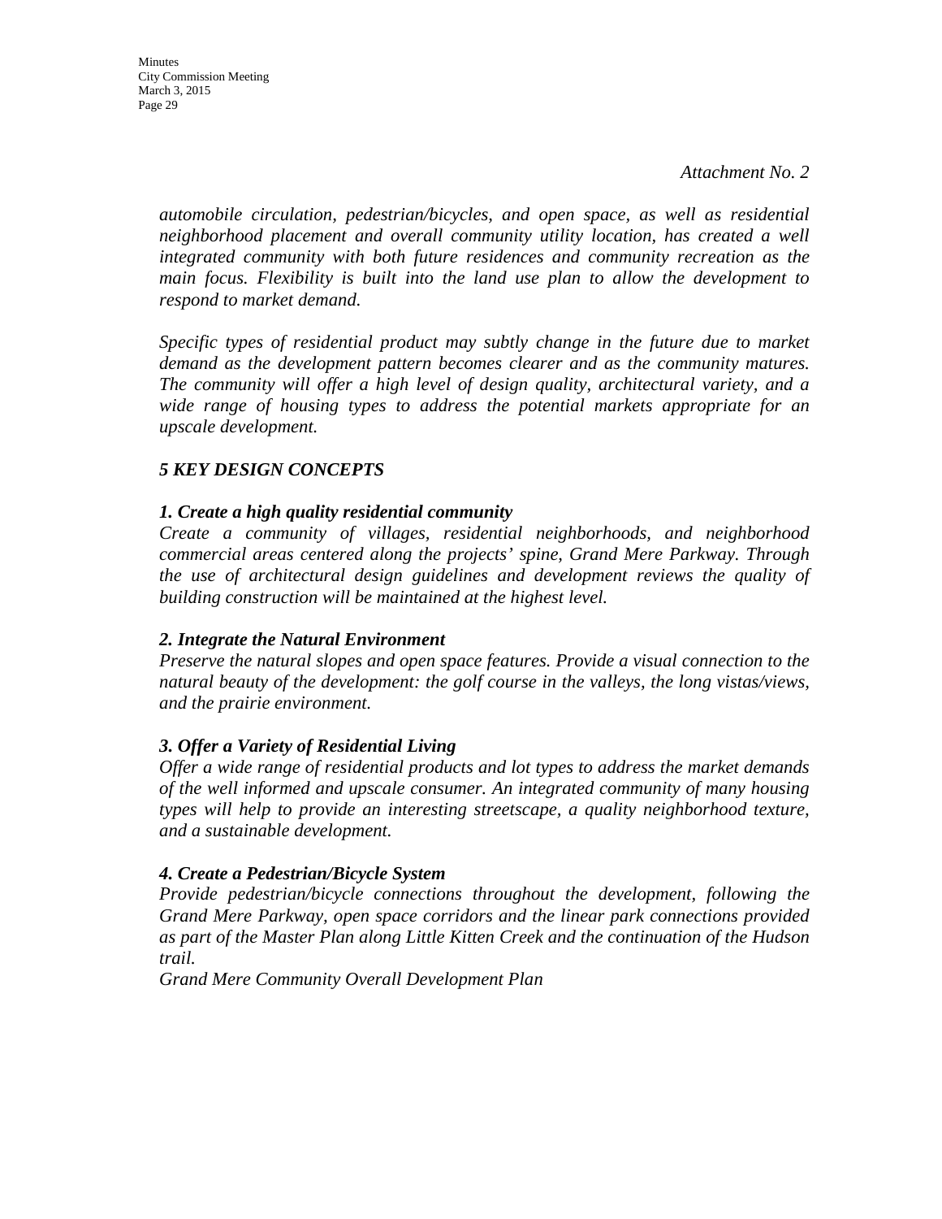*Attachment No. 2*

*automobile circulation, pedestrian/bicycles, and open space, as well as residential neighborhood placement and overall community utility location, has created a well integrated community with both future residences and community recreation as the main focus. Flexibility is built into the land use plan to allow the development to respond to market demand.*

*Specific types of residential product may subtly change in the future due to market demand as the development pattern becomes clearer and as the community matures. The community will offer a high level of design quality, architectural variety, and a wide range of housing types to address the potential markets appropriate for an upscale development.*

### *5 KEY DESIGN CONCEPTS*

**1. Create a high quality residential community**

*Create a community of villages, residential neighborhoods, and neighborhood commercial areas centered along the projects' spine, Grand Mere Parkway. Through the use of architectural design guidelines and development reviews the quality of building construction will be maintained at the highest level.*

**2. Integrate the Natural Environment**

*Preserve the natural slopes and open space features. Provide a visual connection to the natural beauty of the development: the golf course in the valleys, the long vistas/views, and the prairie environment.*

**3. Offer a Variety of Residential Living**

*Offer a wide range of residential products and lot types to address the market demands of the well informed and upscale consumer. An integrated community of many housing types will help to provide an interesting streetscape, a quality neighborhood texture, and a sustainable development.*

**4. Create a Pedestrian/Bicycle System**

*Provide pedestrian/bicycle connections throughout the development, following the Grand Mere Parkway, open space corridors and the linear park connections provided as part of the Master Plan along Little Kitten Creek and the continuation of the Hudson trail.*

*Grand Mere Community Overall Development Plan*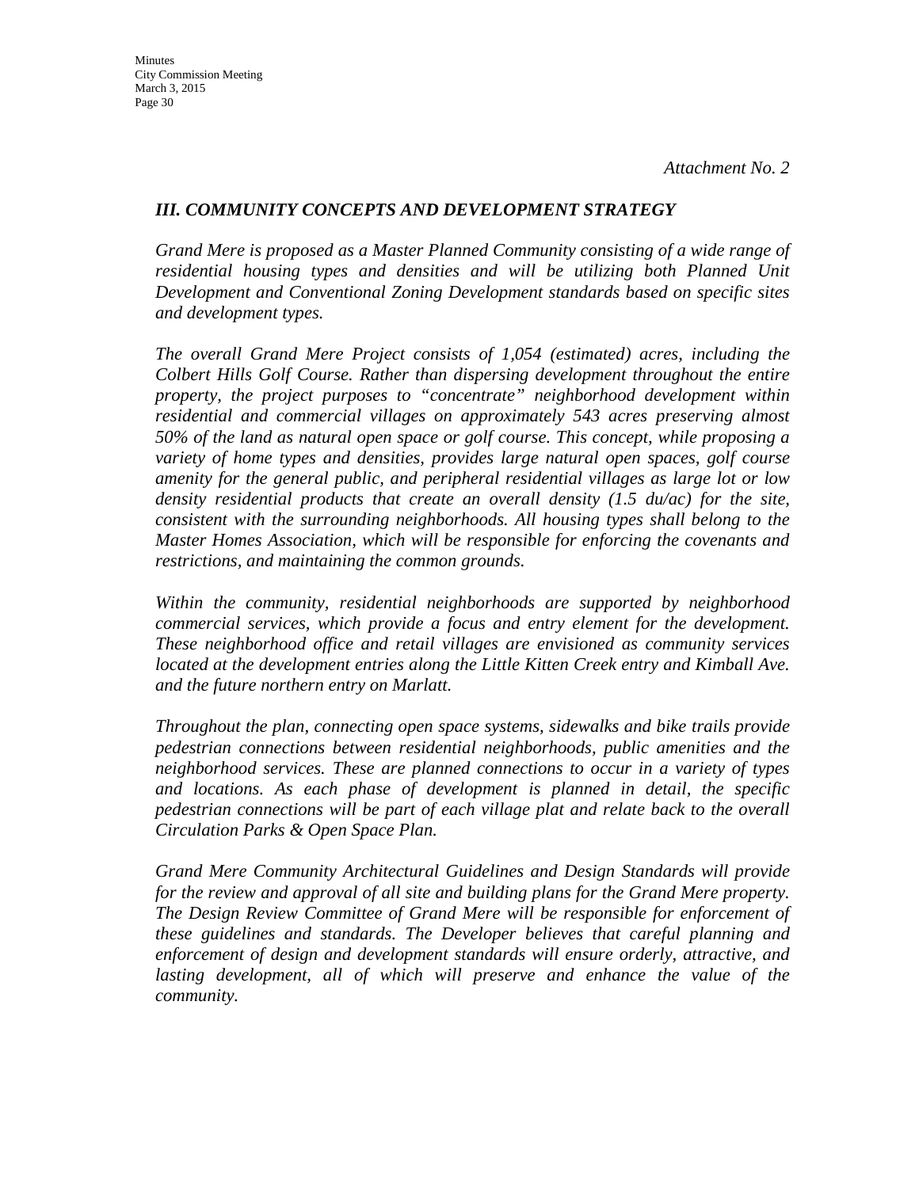*Attachment No. 2*

### *III. COMMUNITY CONCEPTS AND DEVELOPMENT STRATEGY*

*Grand Mere is proposed as a Master Planned Community consisting of a wide range of residential housing types and densities and will be utilizing both Planned Unit Development and Conventional Zoning Development standards based on specific sites and development types.*

*The overall Grand Mere Project consists of 1,054 (estimated) acres, including the Colbert Hills Golf Course. Rather than dispersing development throughout the entire property, the project purposes to "concentrate" neighborhood development within residential and commercial villages on approximately 543 acres preserving almost 50% of the land as natural open space or golf course. This concept, while proposing a variety of home types and densities, provides large natural open spaces, golf course amenity for the general public, and peripheral residential villages as large lot or low density residential products that create an overall density (1.5 du/ac) for the site, consistent with the surrounding neighborhoods. All housing types shall belong to the Master Homes Association, which will be responsible for enforcing the covenants and restrictions, and maintaining the common grounds.*

*Within the community, residential neighborhoods are supported by neighborhood commercial services, which provide a focus and entry element for the development. These neighborhood office and retail villages are envisioned as community services located at the development entries along the Little Kitten Creek entry and Kimball Ave. and the future northern entry on Marlatt.*

*Throughout the plan, connecting open space systems, sidewalks and bike trails provide pedestrian connections between residential neighborhoods, public amenities and the neighborhood services. These are planned connections to occur in a variety of types and locations. As each phase of development is planned in detail, the specific pedestrian connections will be part of each village plat and relate back to the overall Circulation Parks & Open Space Plan.*

*Grand Mere Community Architectural Guidelines and Design Standards will provide for the review and approval of all site and building plans for the Grand Mere property. The Design Review Committee of Grand Mere will be responsible for enforcement of these guidelines and standards. The Developer believes that careful planning and enforcement of design and development standards will ensure orderly, attractive, and lasting development, all of which will preserve and enhance the value of the community.*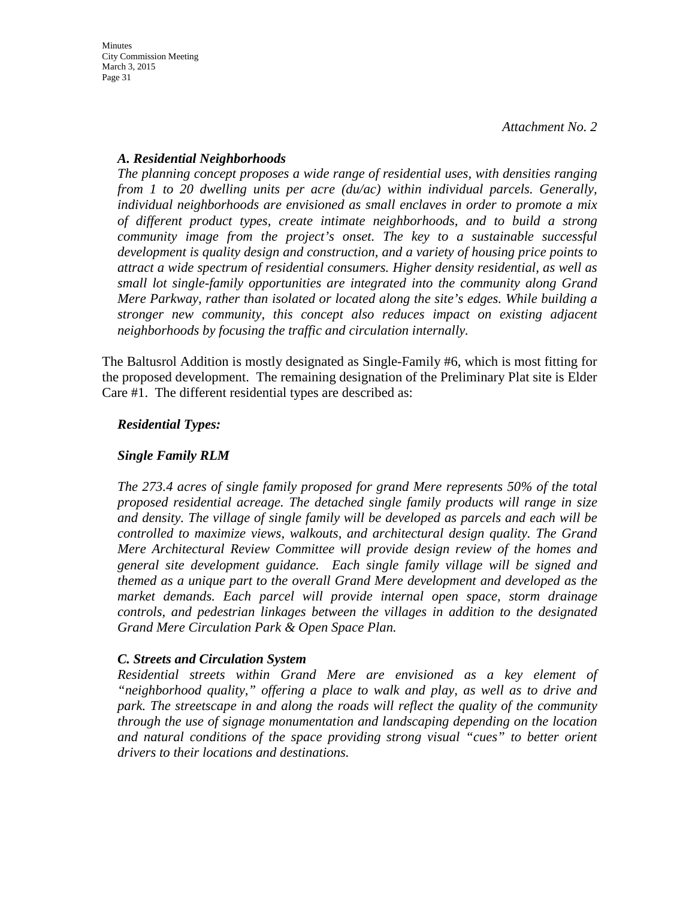*Attachment No. 2*

***A. Residential Neighborhoods***

*The planning concept proposes a wide range of residential uses, with densities ranging from 1 to 20 dwelling units per acre (du/ac) within individual parcels. Generally, individual neighborhoods are envisioned as small enclaves in order to promote a mix of different product types, create intimate neighborhoods, and to build a strong community image from the project's onset. The key to a sustainable successful development is quality design and construction, and a variety of housing price points to attract a wide spectrum of residential consumers. Higher density residential, as well as small lot single-family opportunities are integrated into the community along Grand Mere Parkway, rather than isolated or located along the site's edges. While building a stronger new community, this concept also reduces impact on existing adjacent neighborhoods by focusing the traffic and circulation internally.*

The Baltusrol Addition is mostly designated as Single-Family #6, which is most fitting for the proposed development. The remaining designation of the Preliminary Plat site is Elder Care #1. The different residential types are described as:

***Residential Types:***

***Single Family RLM***

*The 273.4 acres of single family proposed for grand Mere represents 50% of the total proposed residential acreage. The detached single family products will range in size and density. The village of single family will be developed as parcels and each will be controlled to maximize views, walkouts, and architectural design quality. The Grand Mere Architectural Review Committee will provide design review of the homes and general site development guidance. Each single family village will be signed and themed as a unique part to the overall Grand Mere development and developed as the market demands. Each parcel will provide internal open space, storm drainage controls, and pedestrian linkages between the villages in addition to the designated Grand Mere Circulation Park & Open Space Plan.*

***C. Streets and Circulation System***

*Residential streets within Grand Mere are envisioned as a key element of "neighborhood quality," offering a place to walk and play, as well as to drive and park. The streetscape in and along the roads will reflect the quality of the community through the use of signage monumentation and landscaping depending on the location and natural conditions of the space providing strong visual "cues" to better orient drivers to their locations and destinations.*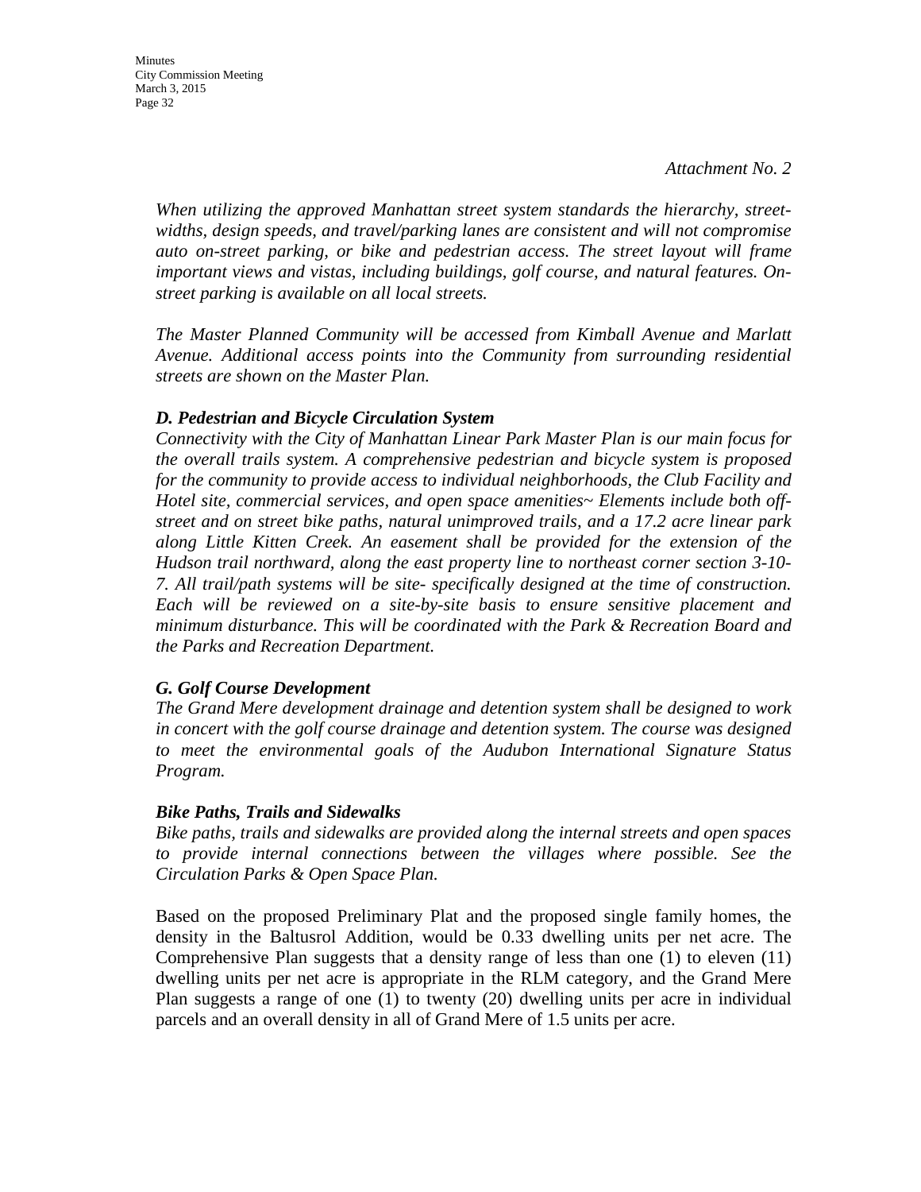*Attachment No. 2*

*When utilizing the approved Manhattan street system standards the hierarchy, street-widths, design speeds, and travel/parking lanes are consistent and will not compromise auto on-street parking, or bike and pedestrian access. The street layout will frame important views and vistas, including buildings, golf course, and natural features. On-street parking is available on all local streets.*

*The Master Planned Community will be accessed from Kimball Avenue and Marlatt Avenue. Additional access points into the Community from surrounding residential streets are shown on the Master Plan.*

***D. Pedestrian and Bicycle Circulation System***

*Connectivity with the City of Manhattan Linear Park Master Plan is our main focus for the overall trails system. A comprehensive pedestrian and bicycle system is proposed for the community to provide access to individual neighborhoods, the Club Facility and Hotel site, commercial services, and open space amenities~ Elements include both off-street and on street bike paths, natural unimproved trails, and a 17.2 acre linear park along Little Kitten Creek. An easement shall be provided for the extension of the Hudson trail northward, along the east property line to northeast corner section 3-10-7. All trail/path systems will be site- specifically designed at the time of construction. Each will be reviewed on a site-by-site basis to ensure sensitive placement and minimum disturbance. This will be coordinated with the Park & Recreation Board and the Parks and Recreation Department.*

***G. Golf Course Development***

*The Grand Mere development drainage and detention system shall be designed to work in concert with the golf course drainage and detention system. The course was designed to meet the environmental goals of the Audubon International Signature Status Program.*

***Bike Paths, Trails and Sidewalks***

*Bike paths, trails and sidewalks are provided along the internal streets and open spaces to provide internal connections between the villages where possible. See the Circulation Parks & Open Space Plan.*

Based on the proposed Preliminary Plat and the proposed single family homes, the density in the Baltusrol Addition, would be 0.33 dwelling units per net acre. The Comprehensive Plan suggests that a density range of less than one (1) to eleven (11) dwelling units per net acre is appropriate in the RLM category, and the Grand Mere Plan suggests a range of one (1) to twenty (20) dwelling units per acre in individual parcels and an overall density in all of Grand Mere of 1.5 units per acre.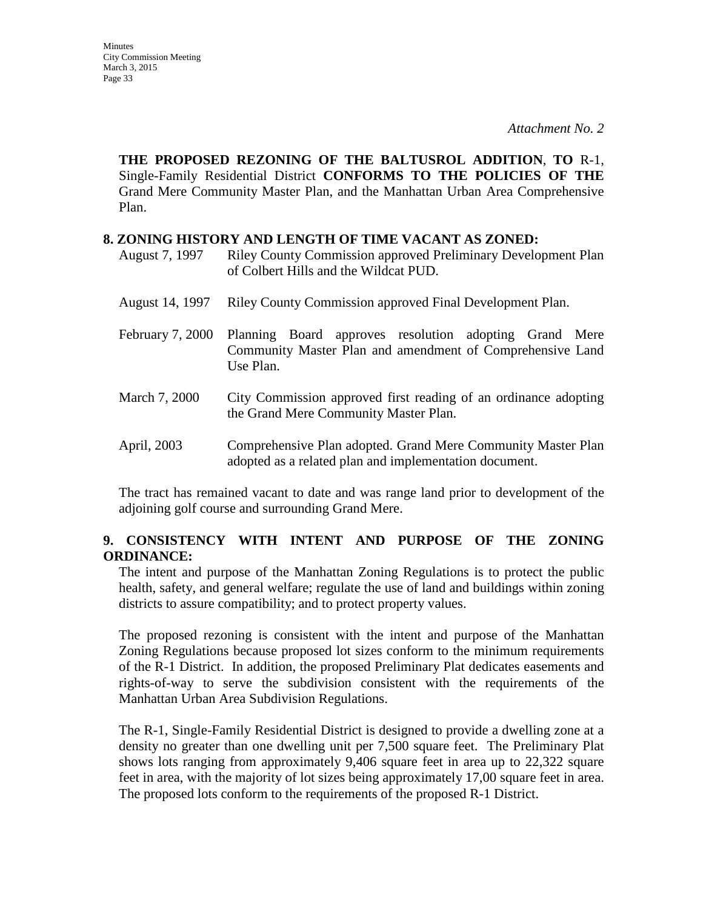*Attachment No. 2*

**THE PROPOSED REZONING OF THE BALTUSROL ADDITION**, **TO** R-1, Single-Family Residential District **CONFORMS TO THE POLICIES OF THE** Grand Mere Community Master Plan, and the Manhattan Urban Area Comprehensive Plan.

**8. ZONING HISTORY AND LENGTH OF TIME VACANT AS ZONED:**

| | |
|---|---|
| August 7, 1997 | Riley County Commission approved Preliminary Development Plan of Colbert Hills and the Wildcat PUD. |
| August 14, 1997 | Riley County Commission approved Final Development Plan. |
| February 7, 2000 | Planning Board approves resolution adopting Grand Mere Community Master Plan and amendment of Comprehensive Land Use Plan. |
| March 7, 2000 | City Commission approved first reading of an ordinance adopting the Grand Mere Community Master Plan. |
| April, 2003 | Comprehensive Plan adopted. Grand Mere Community Master Plan adopted as a related plan and implementation document. |

The tract has remained vacant to date and was range land prior to development of the adjoining golf course and surrounding Grand Mere.

**9. CONSISTENCY WITH INTENT AND PURPOSE OF THE ZONING ORDINANCE:**

The intent and purpose of the Manhattan Zoning Regulations is to protect the public health, safety, and general welfare; regulate the use of land and buildings within zoning districts to assure compatibility; and to protect property values.

The proposed rezoning is consistent with the intent and purpose of the Manhattan Zoning Regulations because proposed lot sizes conform to the minimum requirements of the R-1 District. In addition, the proposed Preliminary Plat dedicates easements and rights-of-way to serve the subdivision consistent with the requirements of the Manhattan Urban Area Subdivision Regulations.

The R-1, Single-Family Residential District is designed to provide a dwelling zone at a density no greater than one dwelling unit per 7,500 square feet. The Preliminary Plat shows lots ranging from approximately 9,406 square feet in area up to 22,322 square feet in area, with the majority of lot sizes being approximately 17,00 square feet in area. The proposed lots conform to the requirements of the proposed R-1 District.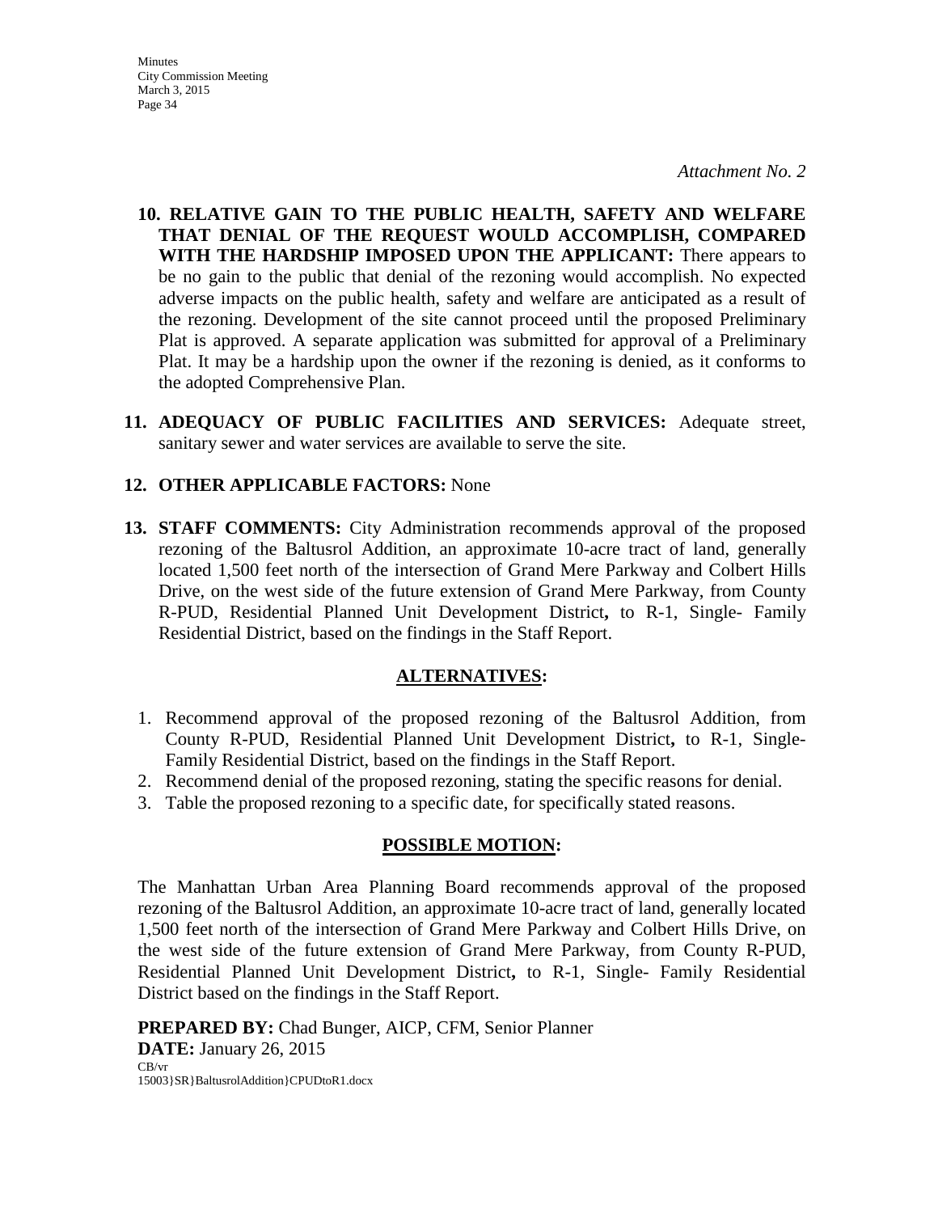*Attachment No. 2*

**10. RELATIVE GAIN TO THE PUBLIC HEALTH, SAFETY AND WELFARE THAT DENIAL OF THE REQUEST WOULD ACCOMPLISH, COMPARED WITH THE HARDSHIP IMPOSED UPON THE APPLICANT:** There appears to be no gain to the public that denial of the rezoning would accomplish. No expected adverse impacts on the public health, safety and welfare are anticipated as a result of the rezoning. Development of the site cannot proceed until the proposed Preliminary Plat is approved. A separate application was submitted for approval of a Preliminary Plat. It may be a hardship upon the owner if the rezoning is denied, as it conforms to the adopted Comprehensive Plan.

**11. ADEQUACY OF PUBLIC FACILITIES AND SERVICES:** Adequate street, sanitary sewer and water services are available to serve the site.

**12. OTHER APPLICABLE FACTORS:** None

**13. STAFF COMMENTS:** City Administration recommends approval of the proposed rezoning of the Baltusrol Addition, an approximate 10-acre tract of land, generally located 1,500 feet north of the intersection of Grand Mere Parkway and Colbert Hills Drive, on the west side of the future extension of Grand Mere Parkway, from County R-PUD, Residential Planned Unit Development District**,** to R-1, Single- Family Residential District, based on the findings in the Staff Report.

## ALTERNATIVES:

1. Recommend approval of the proposed rezoning of the Baltusrol Addition, from County R-PUD, Residential Planned Unit Development District**,** to R-1, Single-Family Residential District, based on the findings in the Staff Report.
2. Recommend denial of the proposed rezoning, stating the specific reasons for denial.
3. Table the proposed rezoning to a specific date, for specifically stated reasons.

## POSSIBLE MOTION:

The Manhattan Urban Area Planning Board recommends approval of the proposed rezoning of the Baltusrol Addition, an approximate 10-acre tract of land, generally located 1,500 feet north of the intersection of Grand Mere Parkway and Colbert Hills Drive, on the west side of the future extension of Grand Mere Parkway, from County R-PUD, Residential Planned Unit Development District**,** to R-1, Single- Family Residential District based on the findings in the Staff Report.

**PREPARED BY:** Chad Bunger, AICP, CFM, Senior Planner
**DATE:** January 26, 2015
CB/vr
15003}SR}BaltusrolAddition}CPUDtoR1.docx